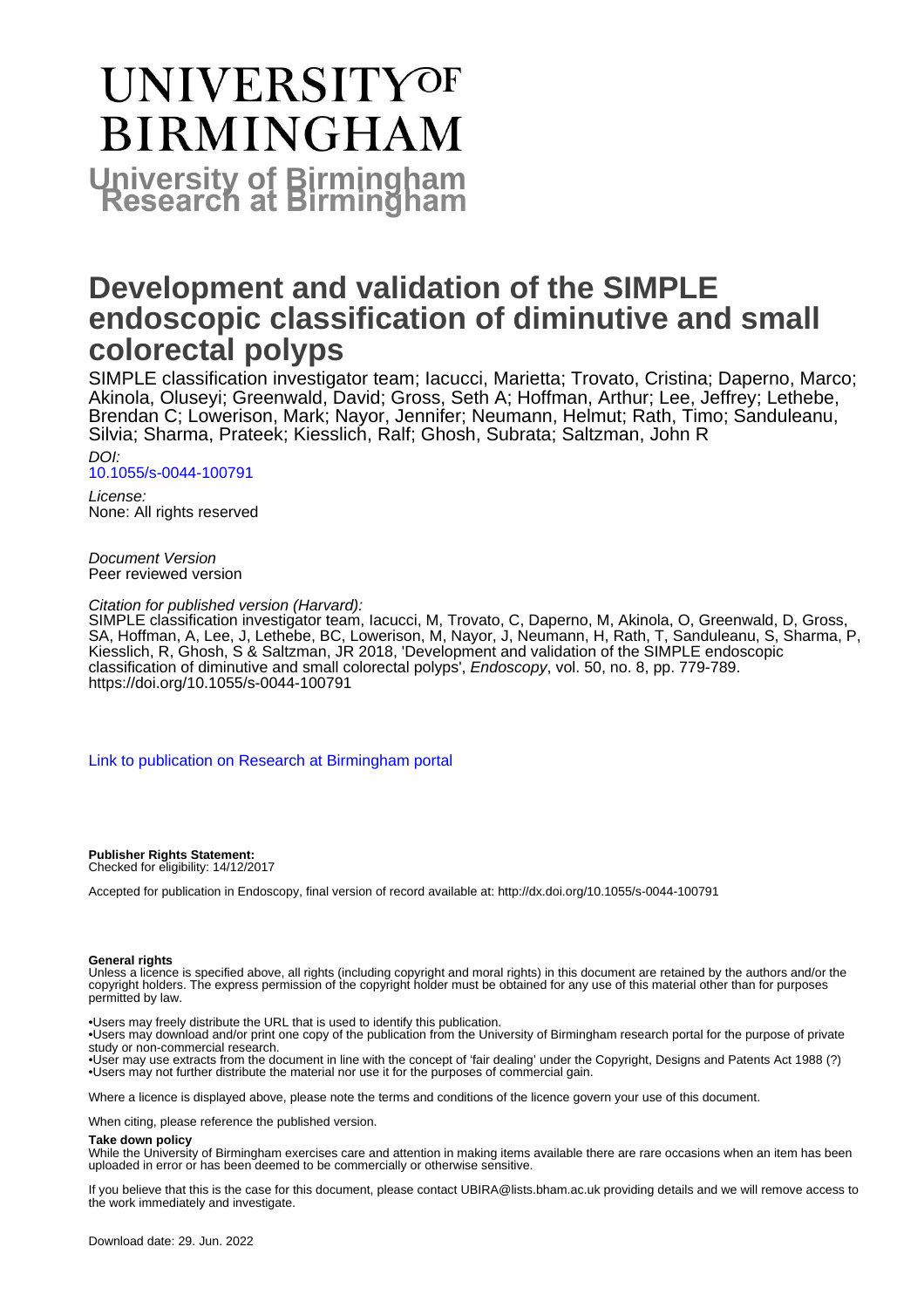# UNIVERSITY OF BIRMINGHAM

**University of Birmingham Research at Birmingham**

# Development and validation of the SIMPLE endoscopic classification of diminutive and small colorectal polyps

SIMPLE classification investigator team; Iacucci, Marietta; Trovato, Cristina; Daperno, Marco; Akinola, Oluseyi; Greenwald, David; Gross, Seth A; Hoffman, Arthur; Lee, Jeffrey; Lethebe, Brendan C; Lowerison, Mark; Nayor, Jennifer; Neumann, Helmut; Rath, Timo; Sanduleanu, Silvia; Sharma, Prateek; Kiesslich, Ralf; Ghosh, Subrata; Saltzman, John R

*DOI:*
10.1055/s-0044-100791

*License:*
None: All rights reserved

*Document Version*
Peer reviewed version

*Citation for published version (Harvard):*
SIMPLE classification investigator team, Iacucci, M, Trovato, C, Daperno, M, Akinola, O, Greenwald, D, Gross, SA, Hoffman, A, Lee, J, Lethebe, BC, Lowerison, M, Nayor, J, Neumann, H, Rath, T, Sanduleanu, S, Sharma, P, Kiesslich, R, Ghosh, S & Saltzman, JR 2018, 'Development and validation of the SIMPLE endoscopic classification of diminutive and small colorectal polyps', *Endoscopy*, vol. 50, no. 8, pp. 779-789. https://doi.org/10.1055/s-0044-100791

Link to publication on Research at Birmingham portal

**Publisher Rights Statement:**
Checked for eligibility: 14/12/2017

Accepted for publication in Endoscopy, final version of record available at: http://dx.doi.org/10.1055/s-0044-100791

**General rights**
Unless a licence is specified above, all rights (including copyright and moral rights) in this document are retained by the authors and/or the copyright holders. The express permission of the copyright holder must be obtained for any use of this material other than for purposes permitted by law.

•Users may freely distribute the URL that is used to identify this publication.
•Users may download and/or print one copy of the publication from the University of Birmingham research portal for the purpose of private study or non-commercial research.
•User may use extracts from the document in line with the concept of 'fair dealing' under the Copyright, Designs and Patents Act 1988 (?)
•Users may not further distribute the material nor use it for the purposes of commercial gain.

Where a licence is displayed above, please note the terms and conditions of the licence govern your use of this document.

When citing, please reference the published version.

**Take down policy**
While the University of Birmingham exercises care and attention in making items available there are rare occasions when an item has been uploaded in error or has been deemed to be commercially or otherwise sensitive.

If you believe that this is the case for this document, please contact UBIRA@lists.bham.ac.uk providing details and we will remove access to the work immediately and investigate.

Download date: 29. Jun. 2022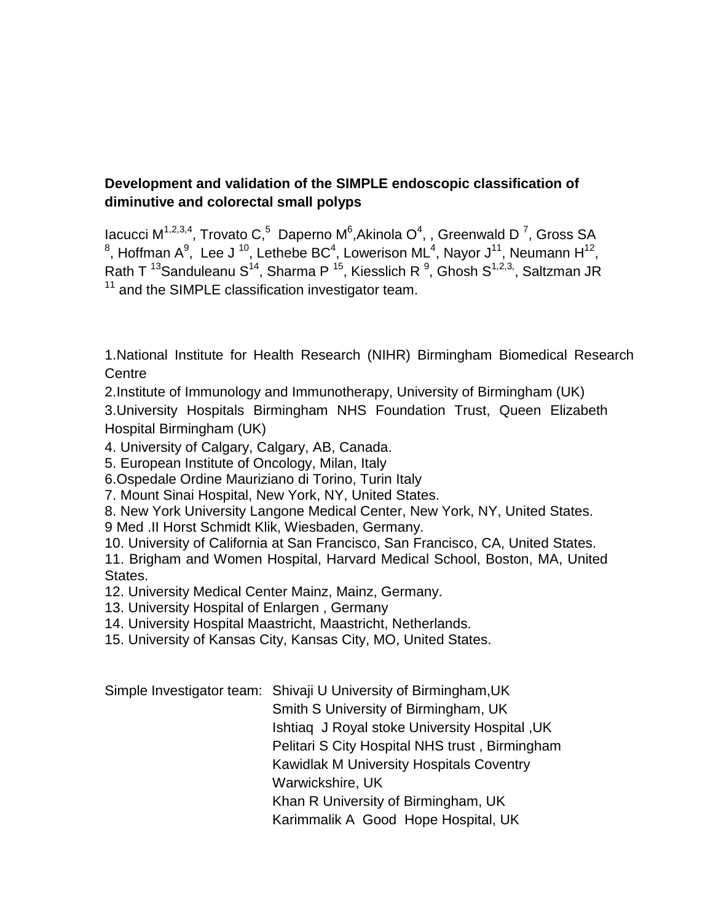**Development and validation of the SIMPLE endoscopic classification of diminutive and colorectal small polyps**

Iacucci M[1,2,3,4], Trovato C,[5] Daperno M[6],Akinola O[4], , Greenwald D [7], Gross SA [8], Hoffman A[9], Lee J [10], Lethebe BC[4], Lowerison ML[4], Nayor J[11], Neumann H[12], Rath T [13]Sanduleanu S[14], Sharma P [15], Kiesslich R [9], Ghosh S[1,2,3,], Saltzman JR [11] and the SIMPLE classification investigator team.

1.National Institute for Health Research (NIHR) Birmingham Biomedical Research Centre

2.Institute of Immunology and Immunotherapy, University of Birmingham (UK)

3.University Hospitals Birmingham NHS Foundation Trust, Queen Elizabeth Hospital Birmingham (UK)

4. University of Calgary, Calgary, AB, Canada.

5. European Institute of Oncology, Milan, Italy

6.Ospedale Ordine Mauriziano di Torino, Turin Italy

7. Mount Sinai Hospital, New York, NY, United States.

8. New York University Langone Medical Center, New York, NY, United States.

9 Med .II Horst Schmidt Klik, Wiesbaden, Germany.

10. University of California at San Francisco, San Francisco, CA, United States.

11. Brigham and Women Hospital, Harvard Medical School, Boston, MA, United States.

12. University Medical Center Mainz, Mainz, Germany.

13. University Hospital of Enlargen , Germany

14. University Hospital Maastricht, Maastricht, Netherlands.

15. University of Kansas City, Kansas City, MO, United States.

Simple Investigator team: Shivaji U University of Birmingham,UK
Smith S University of Birmingham, UK
Ishtiaq J Royal stoke University Hospital ,UK
Pelitari S City Hospital NHS trust , Birmingham
Kawidlak M University Hospitals Coventry Warwickshire, UK
Khan R University of Birmingham, UK
Karimmalik A Good Hope Hospital, UK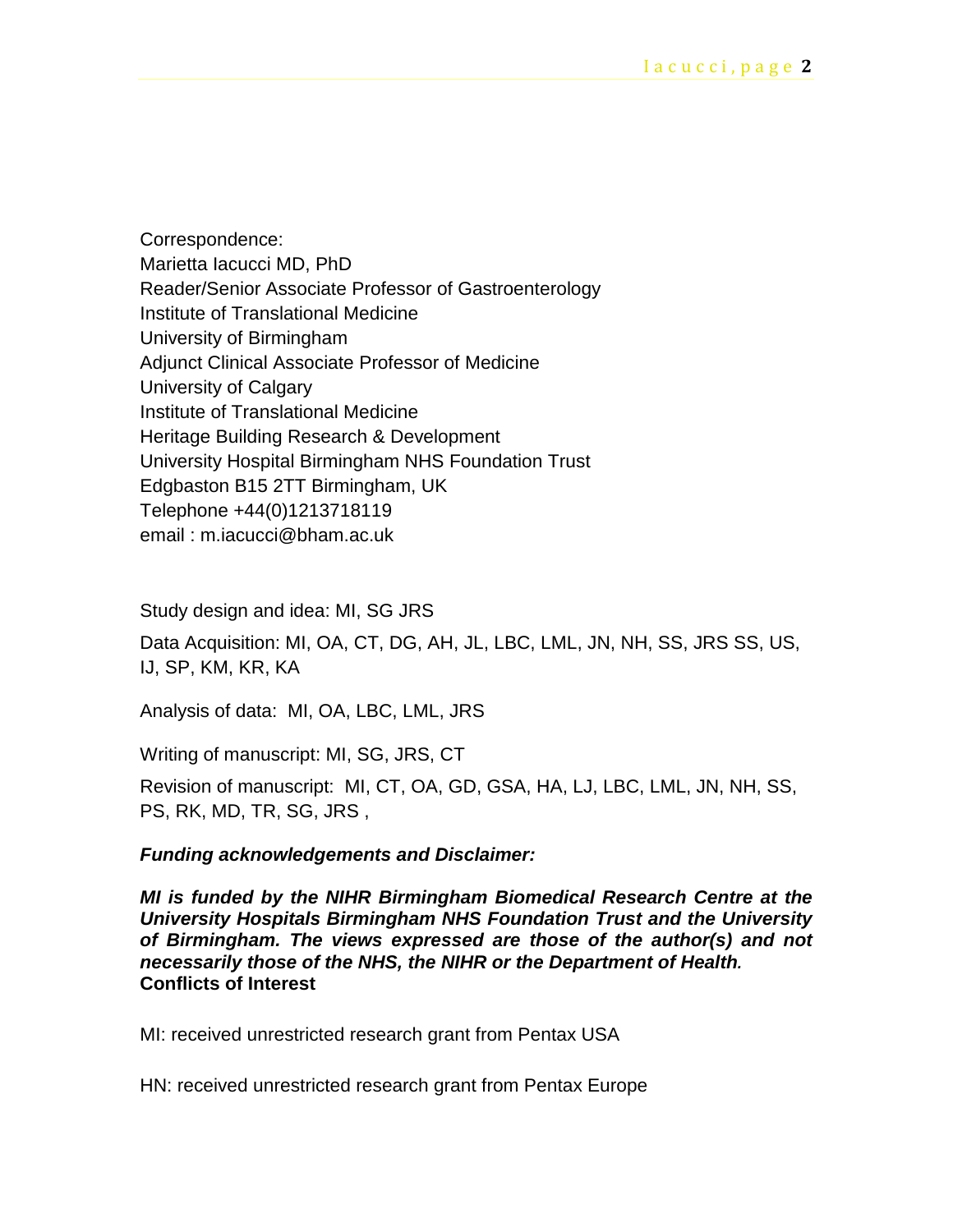Correspondence:
Marietta Iacucci MD, PhD
Reader/Senior Associate Professor of Gastroenterology
Institute of Translational Medicine
University of Birmingham
Adjunct Clinical Associate Professor of Medicine
University of Calgary
Institute of Translational Medicine
Heritage Building Research & Development
University Hospital Birmingham NHS Foundation Trust
Edgbaston B15 2TT Birmingham, UK
Telephone +44(0)1213718119
email : m.iacucci@bham.ac.uk

Study design and idea: MI, SG JRS

Data Acquisition: MI, OA, CT, DG, AH, JL, LBC, LML, JN, NH, SS, JRS SS, US, IJ, SP, KM, KR, KA

Analysis of data: MI, OA, LBC, LML, JRS

Writing of manuscript: MI, SG, JRS, CT

Revision of manuscript: MI, CT, OA, GD, GSA, HA, LJ, LBC, LML, JN, NH, SS, PS, RK, MD, TR, SG, JRS ,

***Funding acknowledgements and Disclaimer:***

***MI is funded by the NIHR Birmingham Biomedical Research Centre at the University Hospitals Birmingham NHS Foundation Trust and the University of Birmingham. The views expressed are those of the author(s) and not necessarily those of the NHS, the NIHR or the Department of Health.***

**Conflicts of Interest**

MI: received unrestricted research grant from Pentax USA

HN: received unrestricted research grant from Pentax Europe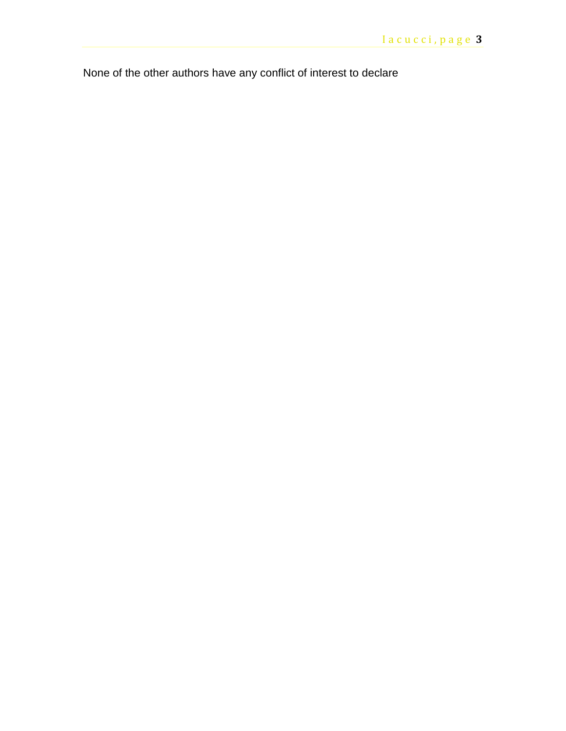None of the other authors have any conflict of interest to declare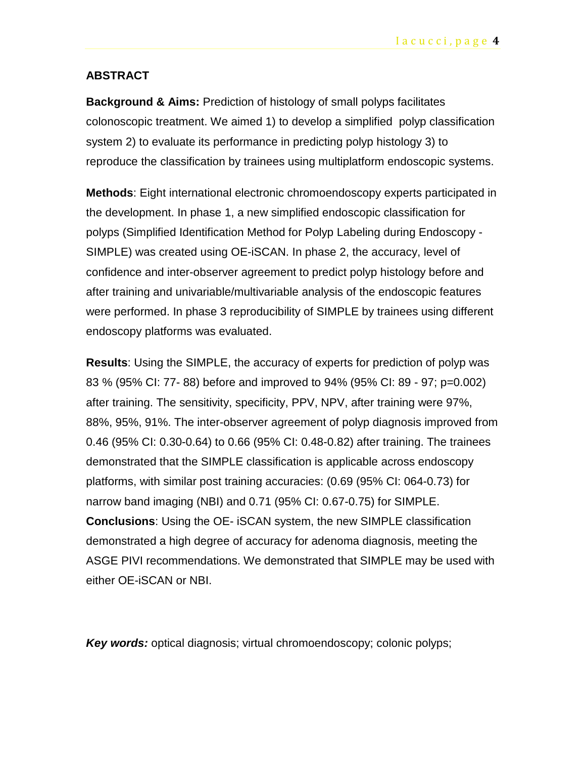## ABSTRACT

**Background & Aims:** Prediction of histology of small polyps facilitates colonoscopic treatment. We aimed 1) to develop a simplified polyp classification system 2) to evaluate its performance in predicting polyp histology 3) to reproduce the classification by trainees using multiplatform endoscopic systems.

**Methods**: Eight international electronic chromoendoscopy experts participated in the development. In phase 1, a new simplified endoscopic classification for polyps (Simplified Identification Method for Polyp Labeling during Endoscopy - SIMPLE) was created using OE-iSCAN. In phase 2, the accuracy, level of confidence and inter-observer agreement to predict polyp histology before and after training and univariable/multivariable analysis of the endoscopic features were performed. In phase 3 reproducibility of SIMPLE by trainees using different endoscopy platforms was evaluated.

**Results**: Using the SIMPLE, the accuracy of experts for prediction of polyp was 83 % (95% CI: 77- 88) before and improved to 94% (95% CI: 89 - 97; p=0.002) after training. The sensitivity, specificity, PPV, NPV, after training were 97%, 88%, 95%, 91%. The inter-observer agreement of polyp diagnosis improved from 0.46 (95% CI: 0.30-0.64) to 0.66 (95% CI: 0.48-0.82) after training. The trainees demonstrated that the SIMPLE classification is applicable across endoscopy platforms, with similar post training accuracies: (0.69 (95% CI: 064-0.73) for narrow band imaging (NBI) and 0.71 (95% CI: 0.67-0.75) for SIMPLE.

**Conclusions**: Using the OE- iSCAN system, the new SIMPLE classification demonstrated a high degree of accuracy for adenoma diagnosis, meeting the ASGE PIVI recommendations. We demonstrated that SIMPLE may be used with either OE-iSCAN or NBI.

***Key words:*** optical diagnosis; virtual chromoendoscopy; colonic polyps;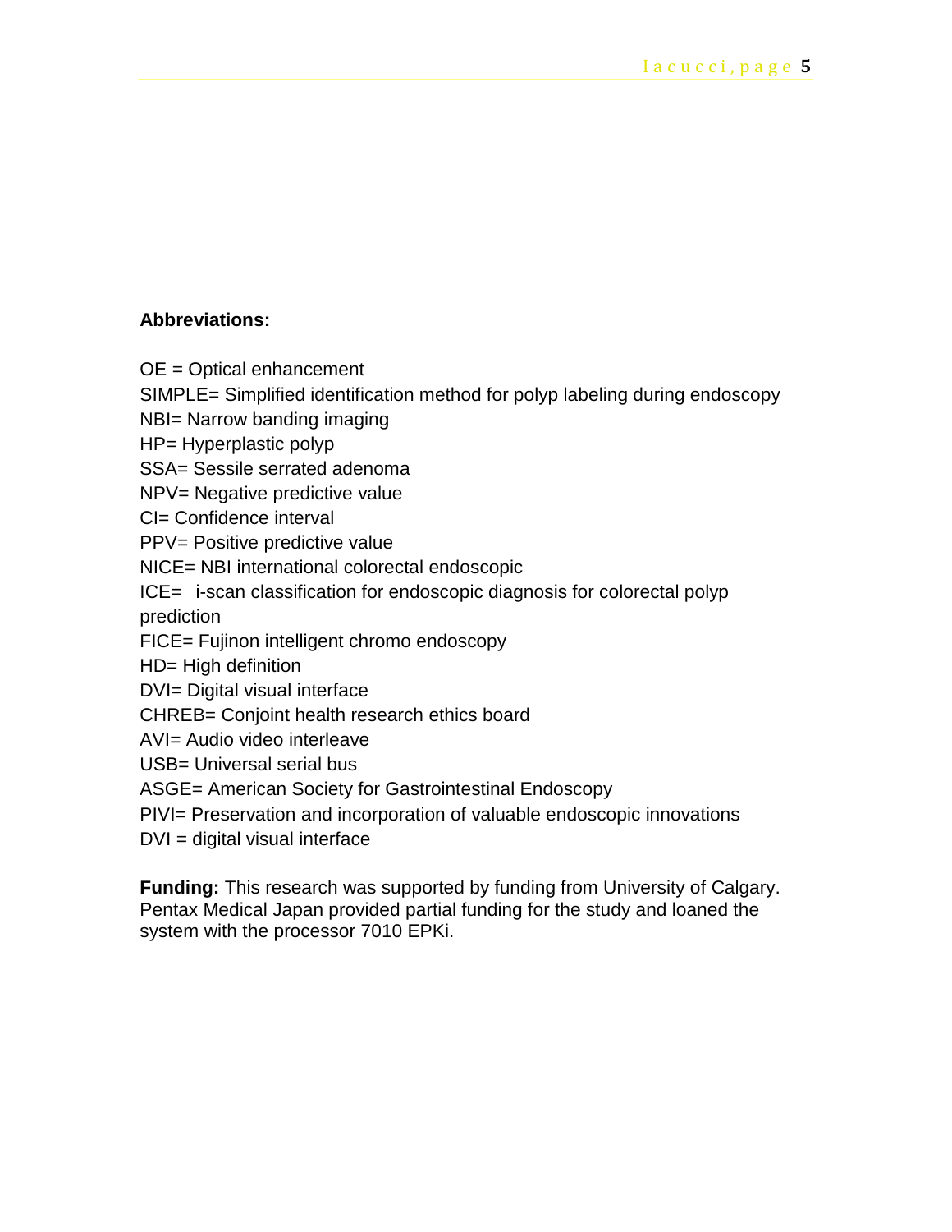**Abbreviations:**

OE = Optical enhancement
SIMPLE= Simplified identification method for polyp labeling during endoscopy
NBI= Narrow banding imaging
HP= Hyperplastic polyp
SSA= Sessile serrated adenoma
NPV= Negative predictive value
CI= Confidence interval
PPV= Positive predictive value
NICE= NBI international colorectal endoscopic
ICE= i-scan classification for endoscopic diagnosis for colorectal polyp prediction
FICE= Fujinon intelligent chromo endoscopy
HD= High definition
DVI= Digital visual interface
CHREB= Conjoint health research ethics board
AVI= Audio video interleave
USB= Universal serial bus
ASGE= American Society for Gastrointestinal Endoscopy
PIVI= Preservation and incorporation of valuable endoscopic innovations
DVI = digital visual interface

**Funding:** This research was supported by funding from University of Calgary. Pentax Medical Japan provided partial funding for the study and loaned the system with the processor 7010 EPKi.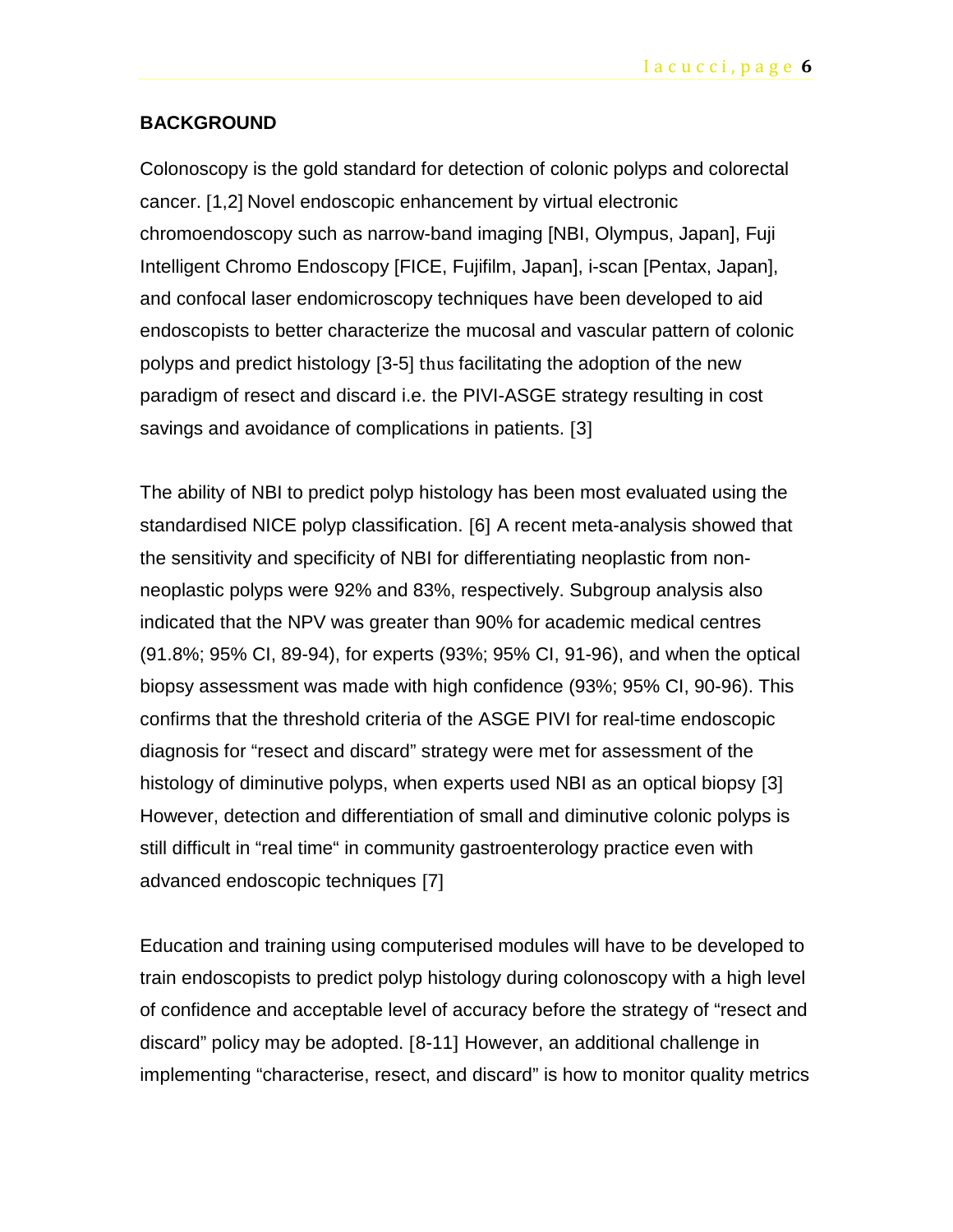## BACKGROUND

Colonoscopy is the gold standard for detection of colonic polyps and colorectal cancer. [1,2] Novel endoscopic enhancement by virtual electronic chromoendoscopy such as narrow-band imaging [NBI, Olympus, Japan], Fuji Intelligent Chromo Endoscopy [FICE, Fujifilm, Japan], i-scan [Pentax, Japan], and confocal laser endomicroscopy techniques have been developed to aid endoscopists to better characterize the mucosal and vascular pattern of colonic polyps and predict histology [3-5] thus facilitating the adoption of the new paradigm of resect and discard i.e. the PIVI-ASGE strategy resulting in cost savings and avoidance of complications in patients. [3]

The ability of NBI to predict polyp histology has been most evaluated using the standardised NICE polyp classification. [6] A recent meta-analysis showed that the sensitivity and specificity of NBI for differentiating neoplastic from non-neoplastic polyps were 92% and 83%, respectively. Subgroup analysis also indicated that the NPV was greater than 90% for academic medical centres (91.8%; 95% CI, 89-94), for experts (93%; 95% CI, 91-96), and when the optical biopsy assessment was made with high confidence (93%; 95% CI, 90-96). This confirms that the threshold criteria of the ASGE PIVI for real-time endoscopic diagnosis for "resect and discard" strategy were met for assessment of the histology of diminutive polyps, when experts used NBI as an optical biopsy [3] However, detection and differentiation of small and diminutive colonic polyps is still difficult in "real time" in community gastroenterology practice even with advanced endoscopic techniques [7]

Education and training using computerised modules will have to be developed to train endoscopists to predict polyp histology during colonoscopy with a high level of confidence and acceptable level of accuracy before the strategy of "resect and discard" policy may be adopted. [8-11] However, an additional challenge in implementing "characterise, resect, and discard" is how to monitor quality metrics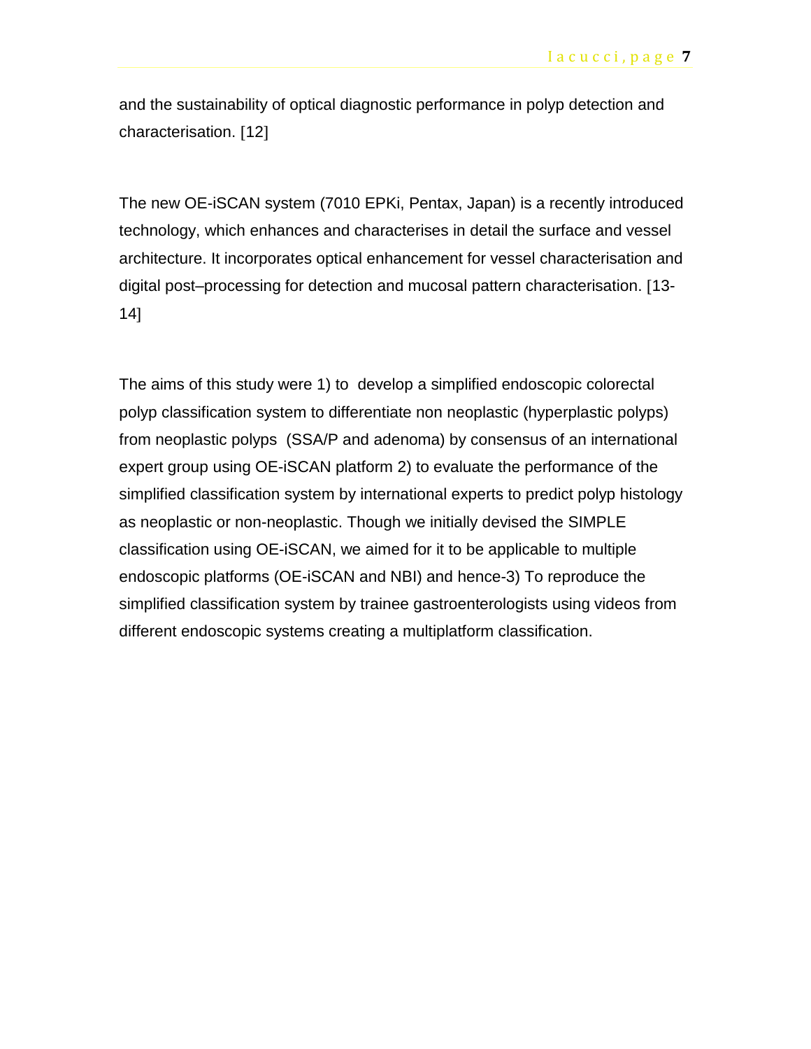and the sustainability of optical diagnostic performance in polyp detection and characterisation. [12]

The new OE-iSCAN system (7010 EPKi, Pentax, Japan) is a recently introduced technology, which enhances and characterises in detail the surface and vessel architecture. It incorporates optical enhancement for vessel characterisation and digital post–processing for detection and mucosal pattern characterisation. [13-14]

The aims of this study were 1) to develop a simplified endoscopic colorectal polyp classification system to differentiate non neoplastic (hyperplastic polyps) from neoplastic polyps (SSA/P and adenoma) by consensus of an international expert group using OE-iSCAN platform 2) to evaluate the performance of the simplified classification system by international experts to predict polyp histology as neoplastic or non-neoplastic. Though we initially devised the SIMPLE classification using OE-iSCAN, we aimed for it to be applicable to multiple endoscopic platforms (OE-iSCAN and NBI) and hence-3) To reproduce the simplified classification system by trainee gastroenterologists using videos from different endoscopic systems creating a multiplatform classification.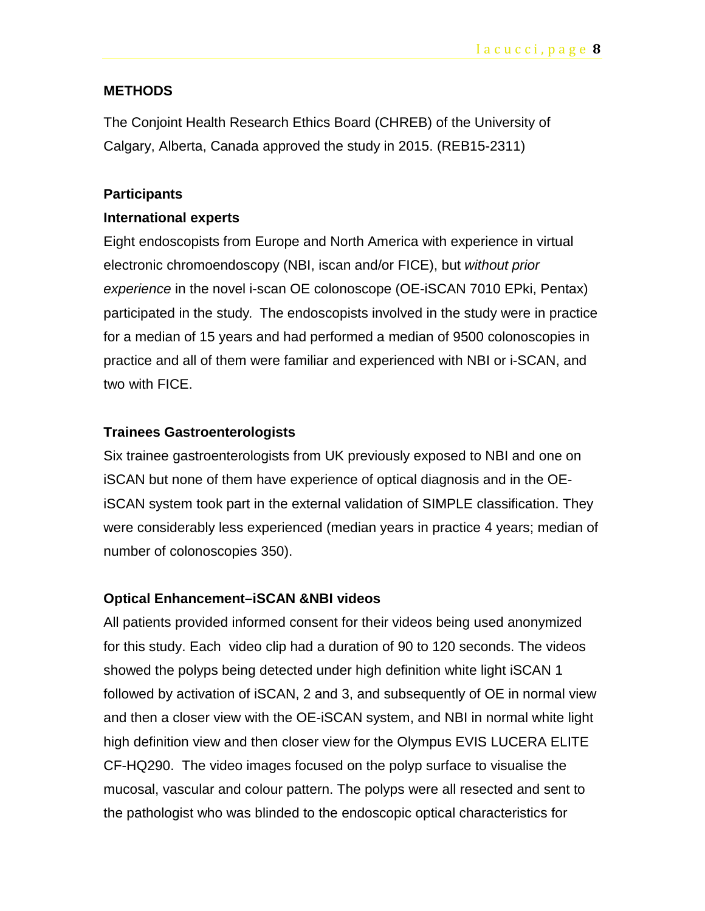**METHODS**

The Conjoint Health Research Ethics Board (CHREB) of the University of Calgary, Alberta, Canada approved the study in 2015. (REB15-2311)

**Participants**

**International experts**

Eight endoscopists from Europe and North America with experience in virtual electronic chromoendoscopy (NBI, iscan and/or FICE), but *without prior experience* in the novel i-scan OE colonoscope (OE-iSCAN 7010 EPki, Pentax) participated in the study. The endoscopists involved in the study were in practice for a median of 15 years and had performed a median of 9500 colonoscopies in practice and all of them were familiar and experienced with NBI or i-SCAN, and two with FICE.

**Trainees Gastroenterologists**

Six trainee gastroenterologists from UK previously exposed to NBI and one on iSCAN but none of them have experience of optical diagnosis and in the OE-iSCAN system took part in the external validation of SIMPLE classification. They were considerably less experienced (median years in practice 4 years; median of number of colonoscopies 350).

**Optical Enhancement–iSCAN &NBI videos**

All patients provided informed consent for their videos being used anonymized for this study. Each video clip had a duration of 90 to 120 seconds. The videos showed the polyps being detected under high definition white light iSCAN 1 followed by activation of iSCAN, 2 and 3, and subsequently of OE in normal view and then a closer view with the OE-iSCAN system, and NBI in normal white light high definition view and then closer view for the Olympus EVIS LUCERA ELITE CF-HQ290. The video images focused on the polyp surface to visualise the mucosal, vascular and colour pattern. The polyps were all resected and sent to the pathologist who was blinded to the endoscopic optical characteristics for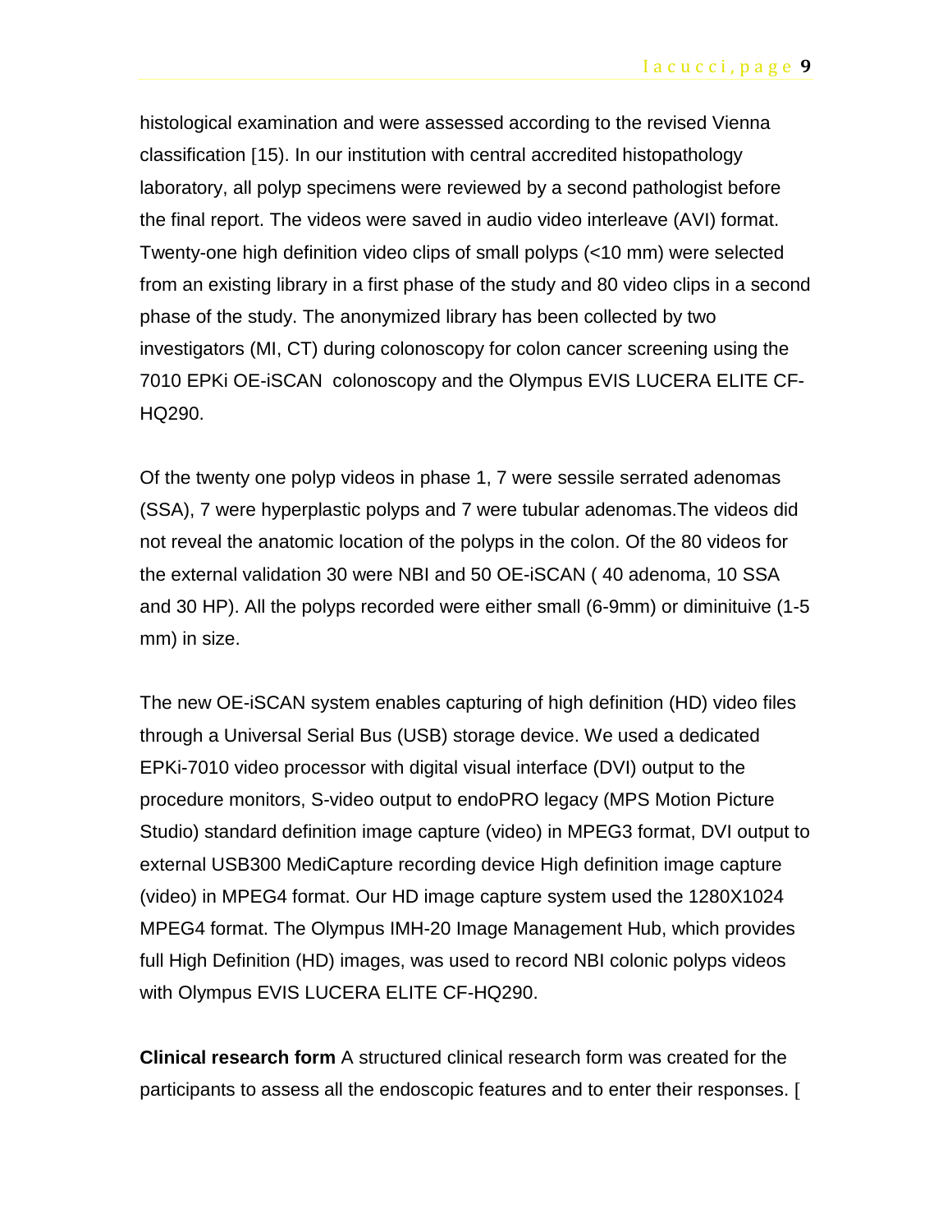histological examination and were assessed according to the revised Vienna classification [15). In our institution with central accredited histopathology laboratory, all polyp specimens were reviewed by a second pathologist before the final report. The videos were saved in audio video interleave (AVI) format. Twenty-one high definition video clips of small polyps (<10 mm) were selected from an existing library in a first phase of the study and 80 video clips in a second phase of the study. The anonymized library has been collected by two investigators (MI, CT) during colonoscopy for colon cancer screening using the 7010 EPKi OE-iSCAN colonoscopy and the Olympus EVIS LUCERA ELITE CF-HQ290.

Of the twenty one polyp videos in phase 1, 7 were sessile serrated adenomas (SSA), 7 were hyperplastic polyps and 7 were tubular adenomas.The videos did not reveal the anatomic location of the polyps in the colon. Of the 80 videos for the external validation 30 were NBI and 50 OE-iSCAN ( 40 adenoma, 10 SSA and 30 HP). All the polyps recorded were either small (6-9mm) or diminituive (1-5 mm) in size.

The new OE-iSCAN system enables capturing of high definition (HD) video files through a Universal Serial Bus (USB) storage device. We used a dedicated EPKi-7010 video processor with digital visual interface (DVI) output to the procedure monitors, S-video output to endoPRO legacy (MPS Motion Picture Studio) standard definition image capture (video) in MPEG3 format, DVI output to external USB300 MediCapture recording device High definition image capture (video) in MPEG4 format. Our HD image capture system used the 1280X1024 MPEG4 format. The Olympus IMH-20 Image Management Hub, which provides full High Definition (HD) images, was used to record NBI colonic polyps videos with Olympus EVIS LUCERA ELITE CF-HQ290.

**Clinical research form** A structured clinical research form was created for the participants to assess all the endoscopic features and to enter their responses. [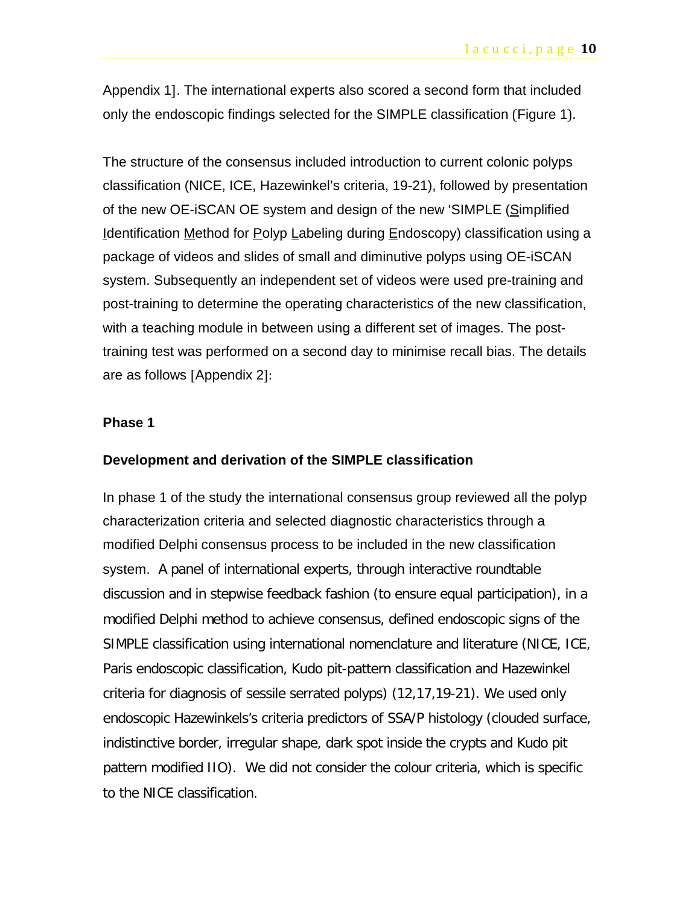Appendix 1]. The international experts also scored a second form that included only the endoscopic findings selected for the SIMPLE classification (Figure 1).

The structure of the consensus included introduction to current colonic polyps classification (NICE, ICE, Hazewinkel's criteria, 19-21), followed by presentation of the new OE-iSCAN OE system and design of the new 'SIMPLE (Simplified Identification Method for Polyp Labeling during Endoscopy) classification using a package of videos and slides of small and diminutive polyps using OE-iSCAN system. Subsequently an independent set of videos were used pre-training and post-training to determine the operating characteristics of the new classification, with a teaching module in between using a different set of images. The post-training test was performed on a second day to minimise recall bias. The details are as follows [Appendix 2]:

**Phase 1**

**Development and derivation of the SIMPLE classification**

In phase 1 of the study the international consensus group reviewed all the polyp characterization criteria and selected diagnostic characteristics through a modified Delphi consensus process to be included in the new classification system. A panel of international experts, through interactive roundtable discussion and in stepwise feedback fashion (to ensure equal participation), in a modified Delphi method to achieve consensus, defined endoscopic signs of the SIMPLE classification using international nomenclature and literature (NICE, ICE, Paris endoscopic classification, Kudo pit-pattern classification and Hazewinkel criteria for diagnosis of sessile serrated polyps) (12,17,19-21). We used only endoscopic Hazewinkels's criteria predictors of SSA/P histology (clouded surface, indistinctive border, irregular shape, dark spot inside the crypts and Kudo pit pattern modified IIO). We did not consider the colour criteria, which is specific to the NICE classification.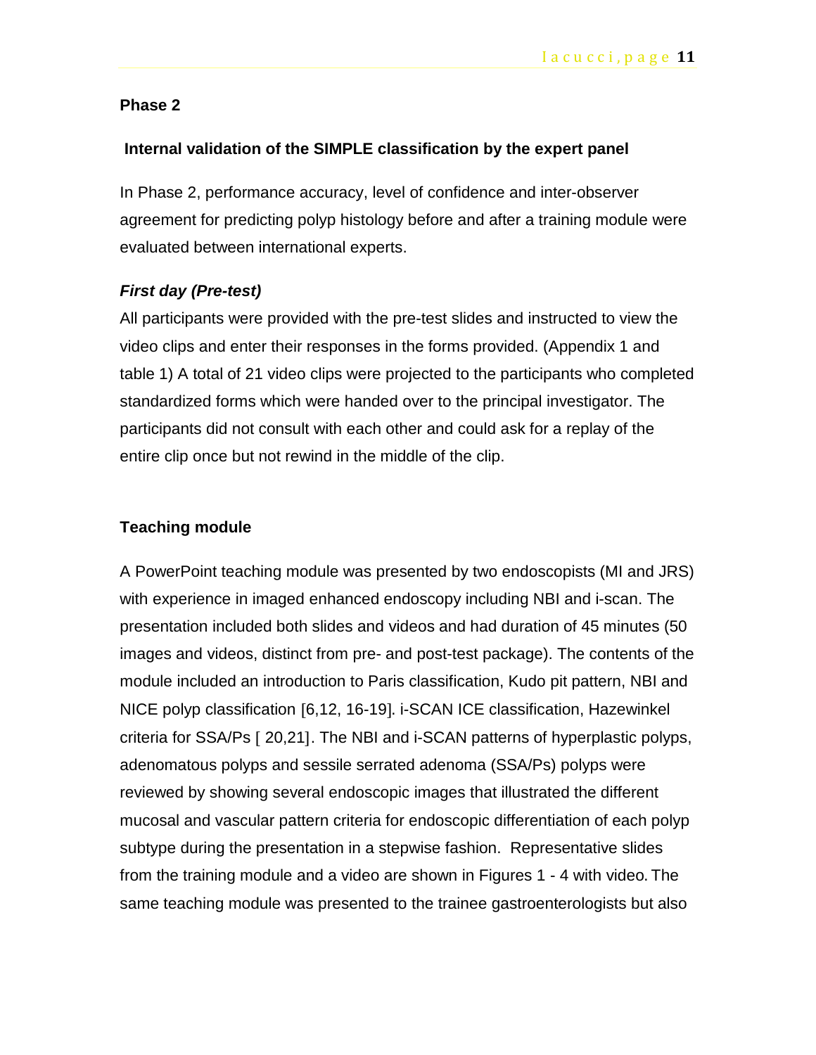## Phase 2

### Internal validation of the SIMPLE classification by the expert panel

In Phase 2, performance accuracy, level of confidence and inter-observer agreement for predicting polyp histology before and after a training module were evaluated between international experts.

***First day (Pre-test)***

All participants were provided with the pre-test slides and instructed to view the video clips and enter their responses in the forms provided. (Appendix 1 and table 1) A total of 21 video clips were projected to the participants who completed standardized forms which were handed over to the principal investigator. The participants did not consult with each other and could ask for a replay of the entire clip once but not rewind in the middle of the clip.

### Teaching module

A PowerPoint teaching module was presented by two endoscopists (MI and JRS) with experience in imaged enhanced endoscopy including NBI and i-scan. The presentation included both slides and videos and had duration of 45 minutes (50 images and videos, distinct from pre- and post-test package). The contents of the module included an introduction to Paris classification, Kudo pit pattern, NBI and NICE polyp classification [6,12, 16-19]. i-SCAN ICE classification, Hazewinkel criteria for SSA/Ps [ 20,21]. The NBI and i-SCAN patterns of hyperplastic polyps, adenomatous polyps and sessile serrated adenoma (SSA/Ps) polyps were reviewed by showing several endoscopic images that illustrated the different mucosal and vascular pattern criteria for endoscopic differentiation of each polyp subtype during the presentation in a stepwise fashion. Representative slides from the training module and a video are shown in Figures 1 - 4 with video. The same teaching module was presented to the trainee gastroenterologists but also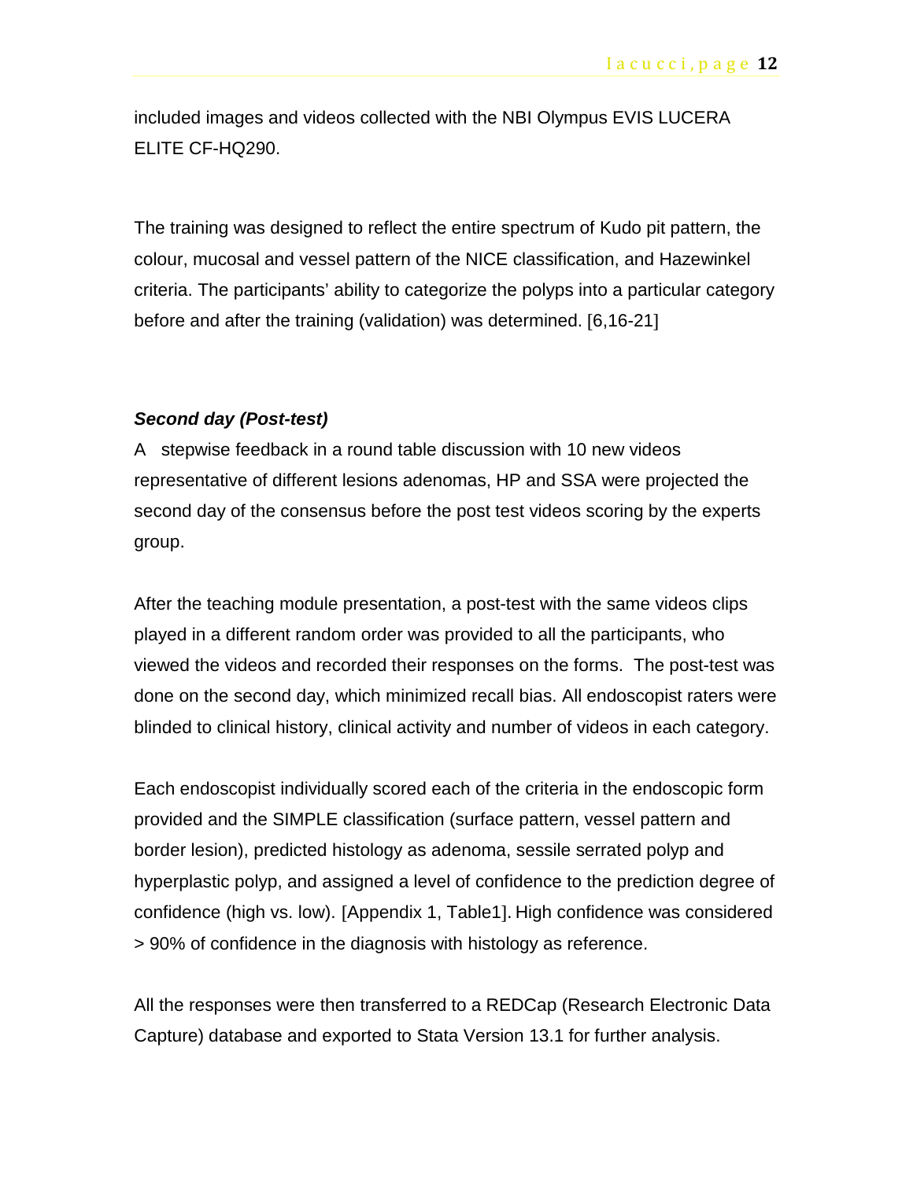included images and videos collected with the NBI Olympus EVIS LUCERA ELITE CF-HQ290.

The training was designed to reflect the entire spectrum of Kudo pit pattern, the colour, mucosal and vessel pattern of the NICE classification, and Hazewinkel criteria. The participants' ability to categorize the polyps into a particular category before and after the training (validation) was determined. [6,16-21]

### *Second day (Post-test)*

A stepwise feedback in a round table discussion with 10 new videos representative of different lesions adenomas, HP and SSA were projected the second day of the consensus before the post test videos scoring by the experts group.

After the teaching module presentation, a post-test with the same videos clips played in a different random order was provided to all the participants, who viewed the videos and recorded their responses on the forms. The post-test was done on the second day, which minimized recall bias. All endoscopist raters were blinded to clinical history, clinical activity and number of videos in each category.

Each endoscopist individually scored each of the criteria in the endoscopic form provided and the SIMPLE classification (surface pattern, vessel pattern and border lesion), predicted histology as adenoma, sessile serrated polyp and hyperplastic polyp, and assigned a level of confidence to the prediction degree of confidence (high vs. low). [Appendix 1, Table1]. High confidence was considered > 90% of confidence in the diagnosis with histology as reference.

All the responses were then transferred to a REDCap (Research Electronic Data Capture) database and exported to Stata Version 13.1 for further analysis.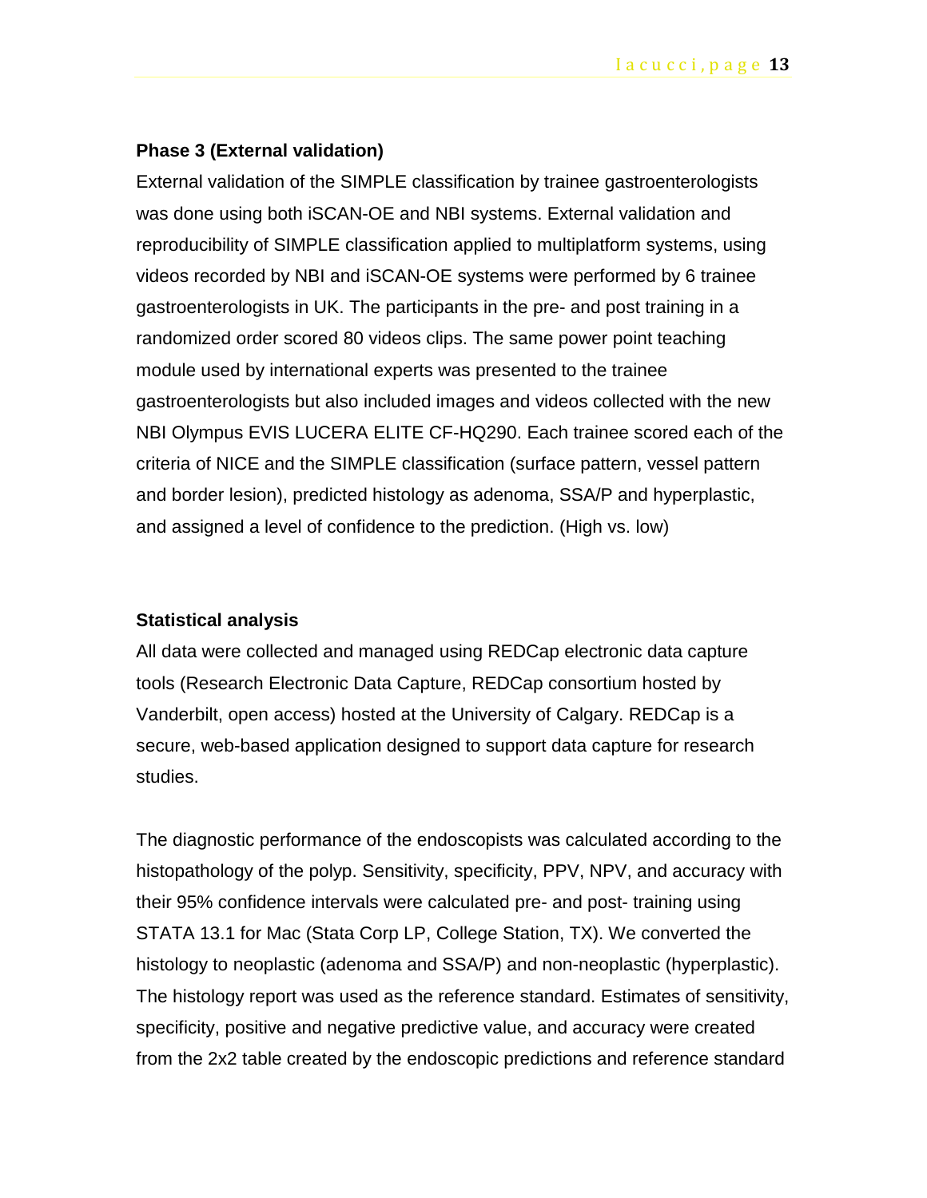**Phase 3 (External validation)**

External validation of the SIMPLE classification by trainee gastroenterologists was done using both iSCAN-OE and NBI systems. External validation and reproducibility of SIMPLE classification applied to multiplatform systems, using videos recorded by NBI and iSCAN-OE systems were performed by 6 trainee gastroenterologists in UK. The participants in the pre- and post training in a randomized order scored 80 videos clips. The same power point teaching module used by international experts was presented to the trainee gastroenterologists but also included images and videos collected with the new NBI Olympus EVIS LUCERA ELITE CF-HQ290. Each trainee scored each of the criteria of NICE and the SIMPLE classification (surface pattern, vessel pattern and border lesion), predicted histology as adenoma, SSA/P and hyperplastic, and assigned a level of confidence to the prediction. (High vs. low)

**Statistical analysis**

All data were collected and managed using REDCap electronic data capture tools (Research Electronic Data Capture, REDCap consortium hosted by Vanderbilt, open access) hosted at the University of Calgary. REDCap is a secure, web-based application designed to support data capture for research studies.

The diagnostic performance of the endoscopists was calculated according to the histopathology of the polyp. Sensitivity, specificity, PPV, NPV, and accuracy with their 95% confidence intervals were calculated pre- and post- training using STATA 13.1 for Mac (Stata Corp LP, College Station, TX). We converted the histology to neoplastic (adenoma and SSA/P) and non-neoplastic (hyperplastic). The histology report was used as the reference standard. Estimates of sensitivity, specificity, positive and negative predictive value, and accuracy were created from the 2x2 table created by the endoscopic predictions and reference standard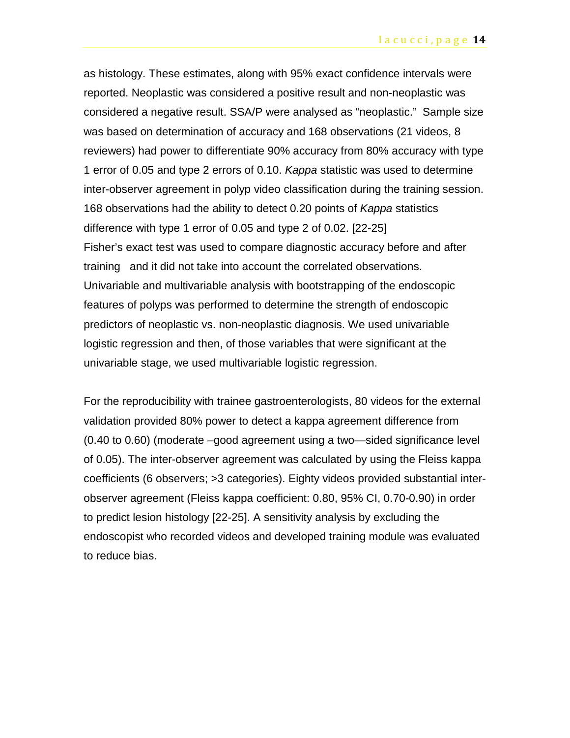as histology. These estimates, along with 95% exact confidence intervals were reported. Neoplastic was considered a positive result and non-neoplastic was considered a negative result. SSA/P were analysed as "neoplastic." Sample size was based on determination of accuracy and 168 observations (21 videos, 8 reviewers) had power to differentiate 90% accuracy from 80% accuracy with type 1 error of 0.05 and type 2 errors of 0.10. *Kappa* statistic was used to determine inter-observer agreement in polyp video classification during the training session. 168 observations had the ability to detect 0.20 points of *Kappa* statistics difference with type 1 error of 0.05 and type 2 of 0.02. [22-25]
Fisher's exact test was used to compare diagnostic accuracy before and after training and it did not take into account the correlated observations. Univariable and multivariable analysis with bootstrapping of the endoscopic features of polyps was performed to determine the strength of endoscopic predictors of neoplastic vs. non-neoplastic diagnosis. We used univariable logistic regression and then, of those variables that were significant at the univariable stage, we used multivariable logistic regression.

For the reproducibility with trainee gastroenterologists, 80 videos for the external validation provided 80% power to detect a kappa agreement difference from (0.40 to 0.60) (moderate –good agreement using a two—sided significance level of 0.05). The inter-observer agreement was calculated by using the Fleiss kappa coefficients (6 observers; >3 categories). Eighty videos provided substantial inter-observer agreement (Fleiss kappa coefficient: 0.80, 95% CI, 0.70-0.90) in order to predict lesion histology [22-25]. A sensitivity analysis by excluding the endoscopist who recorded videos and developed training module was evaluated to reduce bias.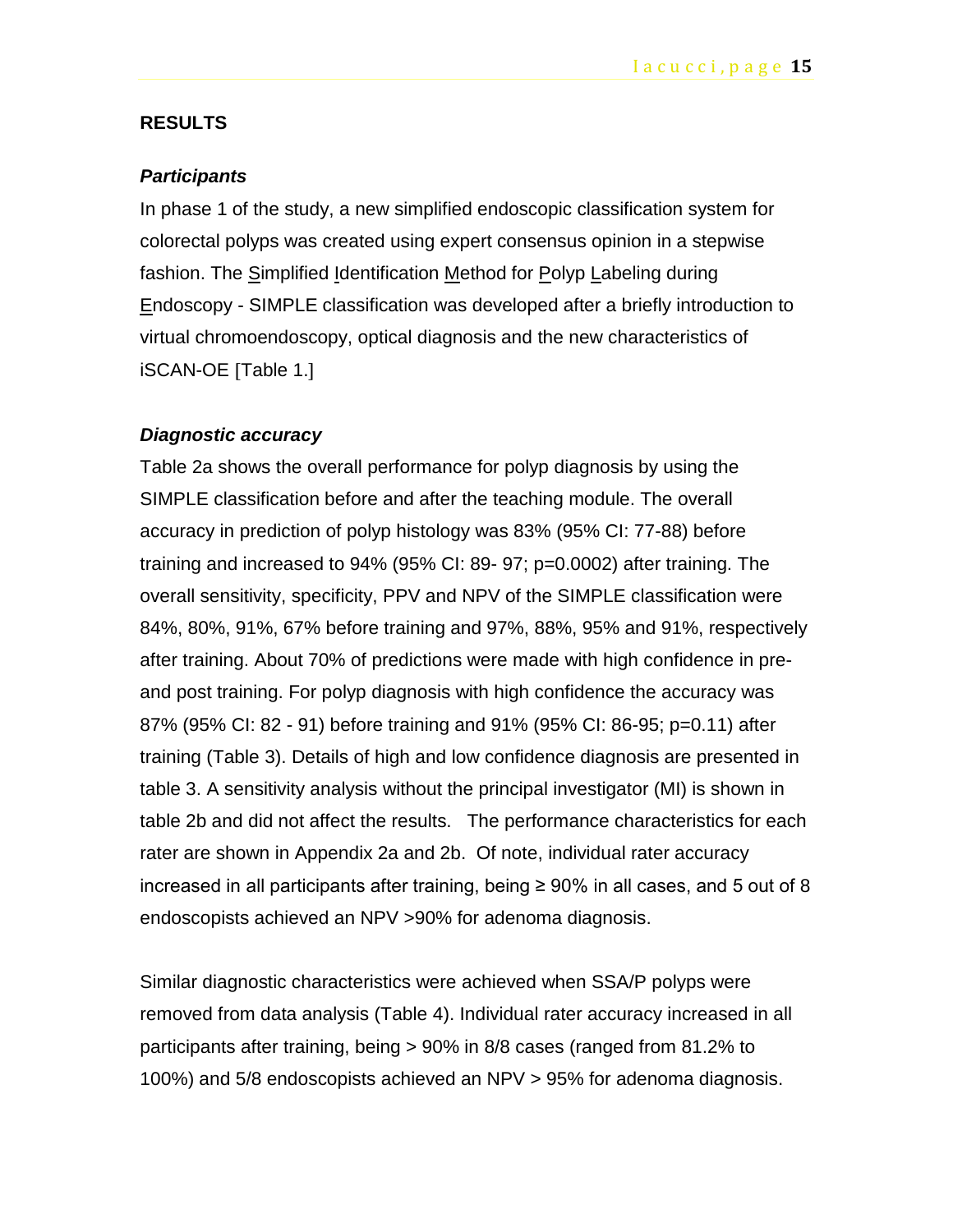## RESULTS

### *Participants*

In phase 1 of the study, a new simplified endoscopic classification system for colorectal polyps was created using expert consensus opinion in a stepwise fashion. The Simplified Identification Method for Polyp Labeling during Endoscopy - SIMPLE classification was developed after a briefly introduction to virtual chromoendoscopy, optical diagnosis and the new characteristics of iSCAN-OE [Table 1.]

### *Diagnostic accuracy*

Table 2a shows the overall performance for polyp diagnosis by using the SIMPLE classification before and after the teaching module. The overall accuracy in prediction of polyp histology was 83% (95% CI: 77-88) before training and increased to 94% (95% CI: 89- 97; p=0.0002) after training. The overall sensitivity, specificity, PPV and NPV of the SIMPLE classification were 84%, 80%, 91%, 67% before training and 97%, 88%, 95% and 91%, respectively after training. About 70% of predictions were made with high confidence in pre- and post training. For polyp diagnosis with high confidence the accuracy was 87% (95% CI: 82 - 91) before training and 91% (95% CI: 86-95; p=0.11) after training (Table 3). Details of high and low confidence diagnosis are presented in table 3. A sensitivity analysis without the principal investigator (MI) is shown in table 2b and did not affect the results. The performance characteristics for each rater are shown in Appendix 2a and 2b. Of note, individual rater accuracy increased in all participants after training, being ≥ 90% in all cases, and 5 out of 8 endoscopists achieved an NPV >90% for adenoma diagnosis.

Similar diagnostic characteristics were achieved when SSA/P polyps were removed from data analysis (Table 4). Individual rater accuracy increased in all participants after training, being > 90% in 8/8 cases (ranged from 81.2% to 100%) and 5/8 endoscopists achieved an NPV > 95% for adenoma diagnosis.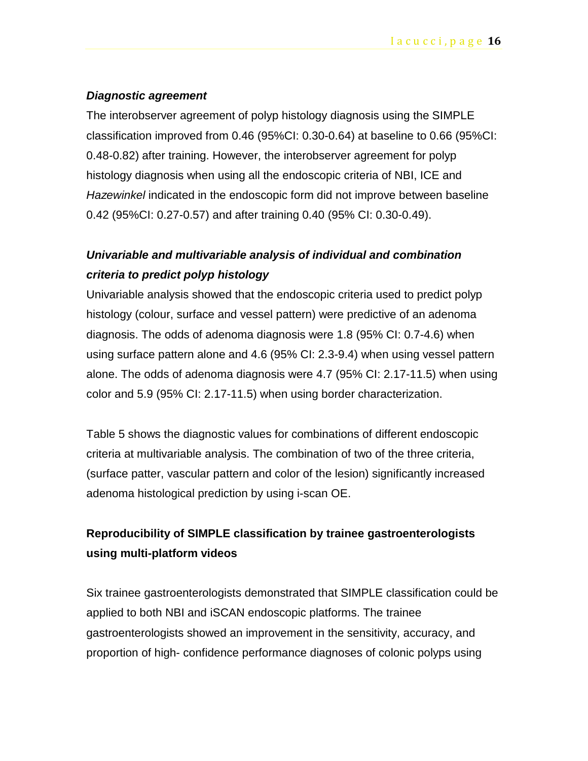***Diagnostic agreement***

The interobserver agreement of polyp histology diagnosis using the SIMPLE classification improved from 0.46 (95%CI: 0.30-0.64) at baseline to 0.66 (95%CI: 0.48-0.82) after training. However, the interobserver agreement for polyp histology diagnosis when using all the endoscopic criteria of NBI, ICE and *Hazewinkel* indicated in the endoscopic form did not improve between baseline 0.42 (95%CI: 0.27-0.57) and after training 0.40 (95% CI: 0.30-0.49).

***Univariable and multivariable analysis of individual and combination criteria to predict polyp histology***

Univariable analysis showed that the endoscopic criteria used to predict polyp histology (colour, surface and vessel pattern) were predictive of an adenoma diagnosis. The odds of adenoma diagnosis were 1.8 (95% CI: 0.7-4.6) when using surface pattern alone and 4.6 (95% CI: 2.3-9.4) when using vessel pattern alone. The odds of adenoma diagnosis were 4.7 (95% CI: 2.17-11.5) when using color and 5.9 (95% CI: 2.17-11.5) when using border characterization.

Table 5 shows the diagnostic values for combinations of different endoscopic criteria at multivariable analysis. The combination of two of the three criteria, (surface patter, vascular pattern and color of the lesion) significantly increased adenoma histological prediction by using i-scan OE.

**Reproducibility of SIMPLE classification by trainee gastroenterologists using multi-platform videos**

Six trainee gastroenterologists demonstrated that SIMPLE classification could be applied to both NBI and iSCAN endoscopic platforms. The trainee gastroenterologists showed an improvement in the sensitivity, accuracy, and proportion of high- confidence performance diagnoses of colonic polyps using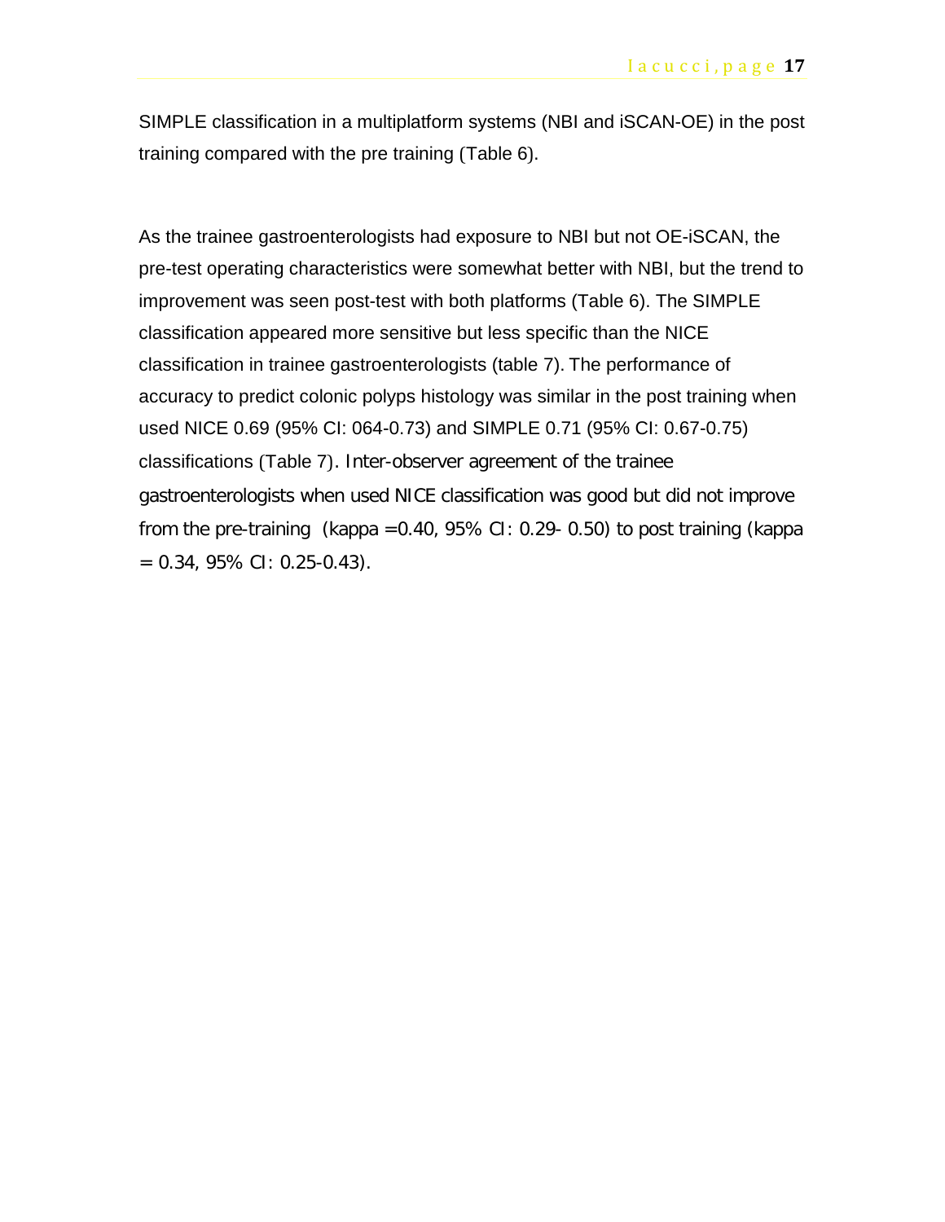SIMPLE classification in a multiplatform systems (NBI and iSCAN-OE) in the post training compared with the pre training (Table 6).

As the trainee gastroenterologists had exposure to NBI but not OE-iSCAN, the pre-test operating characteristics were somewhat better with NBI, but the trend to improvement was seen post-test with both platforms (Table 6). The SIMPLE classification appeared more sensitive but less specific than the NICE classification in trainee gastroenterologists (table 7). The performance of accuracy to predict colonic polyps histology was similar in the post training when used NICE 0.69 (95% CI: 064-0.73) and SIMPLE 0.71 (95% CI: 0.67-0.75) classifications (Table 7). Inter-observer agreement of the trainee gastroenterologists when used NICE classification was good but did not improve from the pre-training (kappa =0.40, 95% CI: 0.29- 0.50) to post training (kappa = 0.34, 95% CI: 0.25-0.43).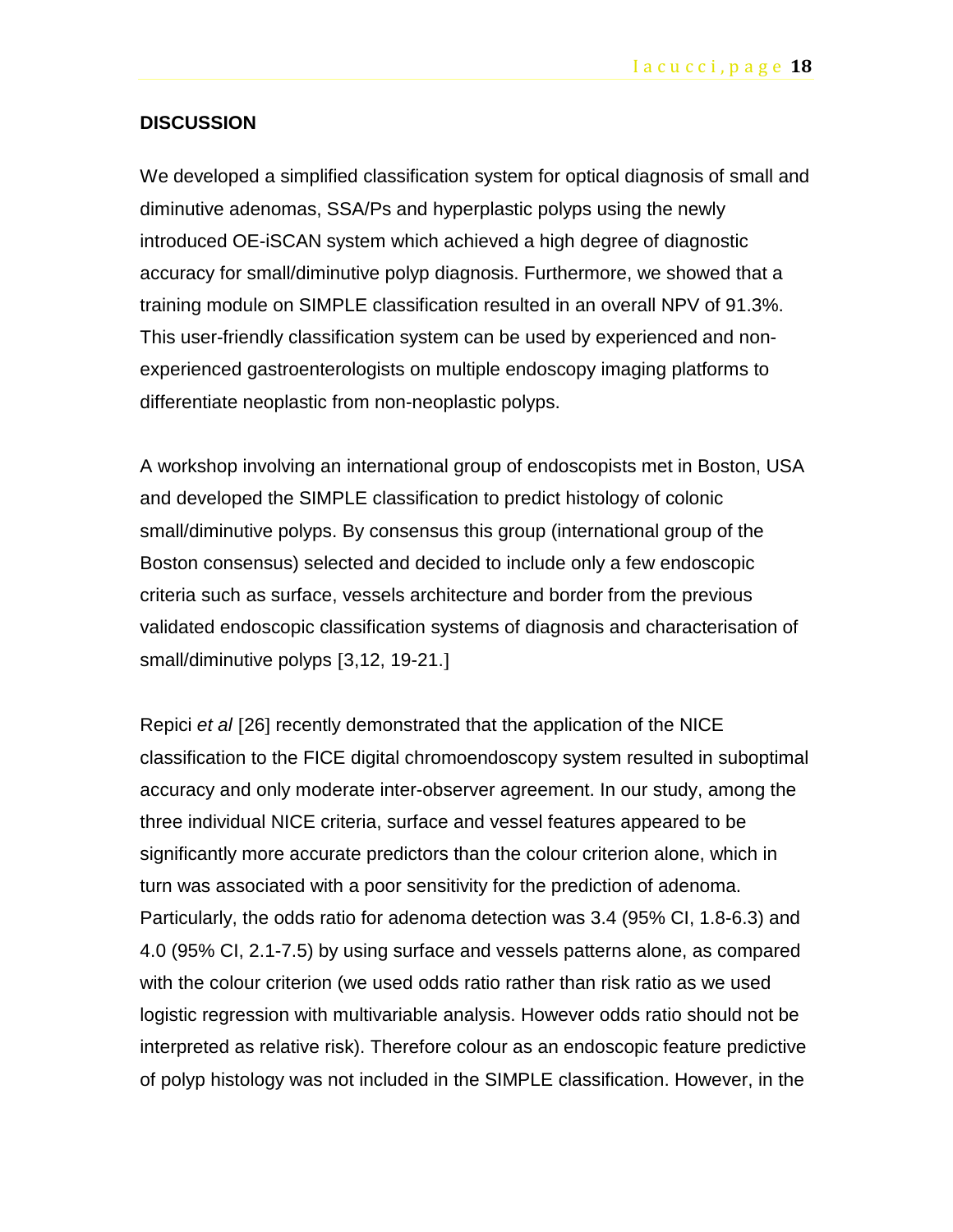## DISCUSSION

We developed a simplified classification system for optical diagnosis of small and diminutive adenomas, SSA/Ps and hyperplastic polyps using the newly introduced OE-iSCAN system which achieved a high degree of diagnostic accuracy for small/diminutive polyp diagnosis. Furthermore, we showed that a training module on SIMPLE classification resulted in an overall NPV of 91.3%. This user-friendly classification system can be used by experienced and non-experienced gastroenterologists on multiple endoscopy imaging platforms to differentiate neoplastic from non-neoplastic polyps.

A workshop involving an international group of endoscopists met in Boston, USA and developed the SIMPLE classification to predict histology of colonic small/diminutive polyps. By consensus this group (international group of the Boston consensus) selected and decided to include only a few endoscopic criteria such as surface, vessels architecture and border from the previous validated endoscopic classification systems of diagnosis and characterisation of small/diminutive polyps [3,12, 19-21.]

Repici *et al* [26] recently demonstrated that the application of the NICE classification to the FICE digital chromoendoscopy system resulted in suboptimal accuracy and only moderate inter-observer agreement. In our study, among the three individual NICE criteria, surface and vessel features appeared to be significantly more accurate predictors than the colour criterion alone, which in turn was associated with a poor sensitivity for the prediction of adenoma. Particularly, the odds ratio for adenoma detection was 3.4 (95% CI, 1.8-6.3) and 4.0 (95% CI, 2.1-7.5) by using surface and vessels patterns alone, as compared with the colour criterion (we used odds ratio rather than risk ratio as we used logistic regression with multivariable analysis. However odds ratio should not be interpreted as relative risk). Therefore colour as an endoscopic feature predictive of polyp histology was not included in the SIMPLE classification. However, in the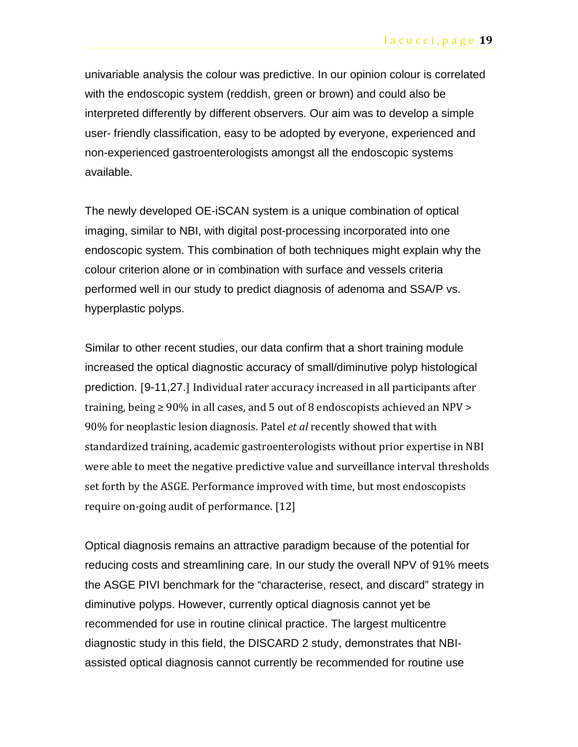univariable analysis the colour was predictive. In our opinion colour is correlated with the endoscopic system (reddish, green or brown) and could also be interpreted differently by different observers. Our aim was to develop a simple user- friendly classification, easy to be adopted by everyone, experienced and non-experienced gastroenterologists amongst all the endoscopic systems available.

The newly developed OE-iSCAN system is a unique combination of optical imaging, similar to NBI, with digital post-processing incorporated into one endoscopic system. This combination of both techniques might explain why the colour criterion alone or in combination with surface and vessels criteria performed well in our study to predict diagnosis of adenoma and SSA/P vs. hyperplastic polyps.

Similar to other recent studies, our data confirm that a short training module increased the optical diagnostic accuracy of small/diminutive polyp histological prediction. [9-11,27.] Individual rater accuracy increased in all participants after training, being ≥ 90% in all cases, and 5 out of 8 endoscopists achieved an NPV > 90% for neoplastic lesion diagnosis. Patel *et al* recently showed that with standardized training, academic gastroenterologists without prior expertise in NBI were able to meet the negative predictive value and surveillance interval thresholds set forth by the ASGE. Performance improved with time, but most endoscopists require on-going audit of performance. [12]

Optical diagnosis remains an attractive paradigm because of the potential for reducing costs and streamlining care. In our study the overall NPV of 91% meets the ASGE PIVI benchmark for the "characterise, resect, and discard" strategy in diminutive polyps. However, currently optical diagnosis cannot yet be recommended for use in routine clinical practice. The largest multicentre diagnostic study in this field, the DISCARD 2 study, demonstrates that NBI-assisted optical diagnosis cannot currently be recommended for routine use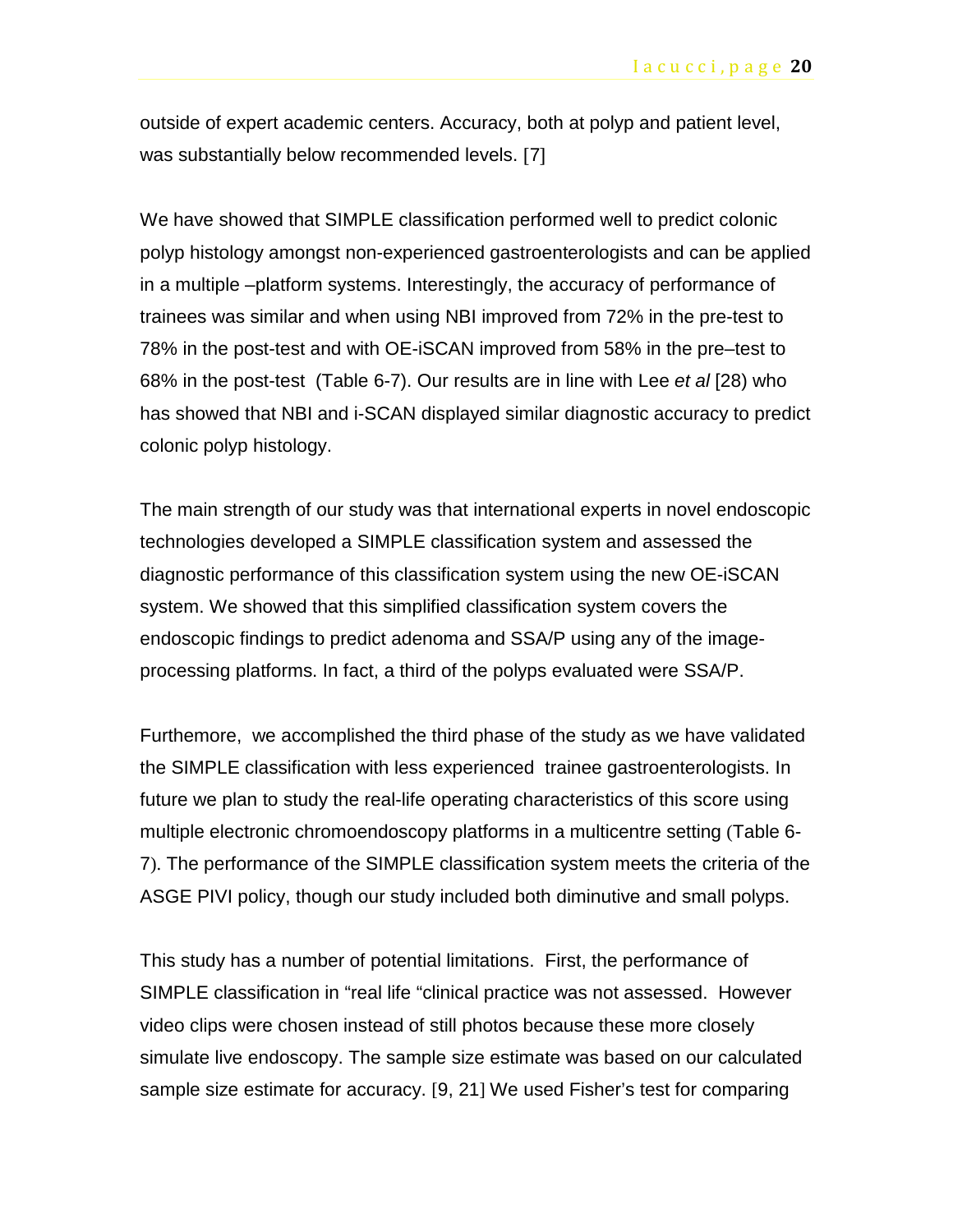outside of expert academic centers. Accuracy, both at polyp and patient level, was substantially below recommended levels. [7]

We have showed that SIMPLE classification performed well to predict colonic polyp histology amongst non-experienced gastroenterologists and can be applied in a multiple –platform systems. Interestingly, the accuracy of performance of trainees was similar and when using NBI improved from 72% in the pre-test to 78% in the post-test and with OE-iSCAN improved from 58% in the pre–test to 68% in the post-test (Table 6-7). Our results are in line with Lee *et al* [28) who has showed that NBI and i-SCAN displayed similar diagnostic accuracy to predict colonic polyp histology.

The main strength of our study was that international experts in novel endoscopic technologies developed a SIMPLE classification system and assessed the diagnostic performance of this classification system using the new OE-iSCAN system. We showed that this simplified classification system covers the endoscopic findings to predict adenoma and SSA/P using any of the image-processing platforms. In fact, a third of the polyps evaluated were SSA/P.

Furthemore, we accomplished the third phase of the study as we have validated the SIMPLE classification with less experienced trainee gastroenterologists. In future we plan to study the real-life operating characteristics of this score using multiple electronic chromoendoscopy platforms in a multicentre setting (Table 6-7). The performance of the SIMPLE classification system meets the criteria of the ASGE PIVI policy, though our study included both diminutive and small polyps.

This study has a number of potential limitations. First, the performance of SIMPLE classification in "real life "clinical practice was not assessed. However video clips were chosen instead of still photos because these more closely simulate live endoscopy. The sample size estimate was based on our calculated sample size estimate for accuracy. [9, 21] We used Fisher's test for comparing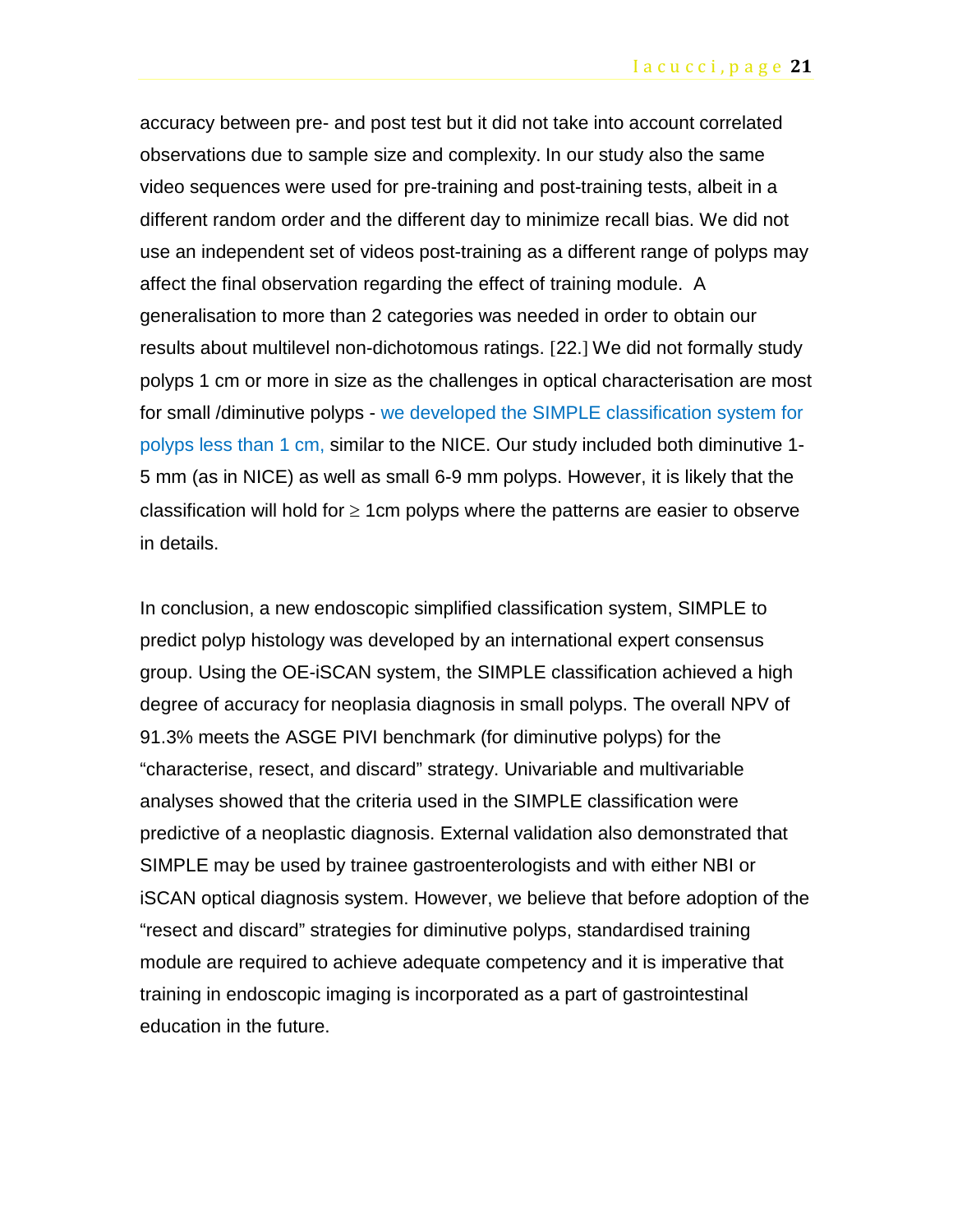accuracy between pre- and post test but it did not take into account correlated observations due to sample size and complexity. In our study also the same video sequences were used for pre-training and post-training tests, albeit in a different random order and the different day to minimize recall bias. We did not use an independent set of videos post-training as a different range of polyps may affect the final observation regarding the effect of training module. A generalisation to more than 2 categories was needed in order to obtain our results about multilevel non-dichotomous ratings. [22.] We did not formally study polyps 1 cm or more in size as the challenges in optical characterisation are most for small /diminutive polyps - we developed the SIMPLE classification system for polyps less than 1 cm, similar to the NICE. Our study included both diminutive 1-5 mm (as in NICE) as well as small 6-9 mm polyps. However, it is likely that the classification will hold for ≥ 1cm polyps where the patterns are easier to observe in details.

In conclusion, a new endoscopic simplified classification system, SIMPLE to predict polyp histology was developed by an international expert consensus group. Using the OE-iSCAN system, the SIMPLE classification achieved a high degree of accuracy for neoplasia diagnosis in small polyps. The overall NPV of 91.3% meets the ASGE PIVI benchmark (for diminutive polyps) for the "characterise, resect, and discard" strategy. Univariable and multivariable analyses showed that the criteria used in the SIMPLE classification were predictive of a neoplastic diagnosis. External validation also demonstrated that SIMPLE may be used by trainee gastroenterologists and with either NBI or iSCAN optical diagnosis system. However, we believe that before adoption of the "resect and discard" strategies for diminutive polyps, standardised training module are required to achieve adequate competency and it is imperative that training in endoscopic imaging is incorporated as a part of gastrointestinal education in the future.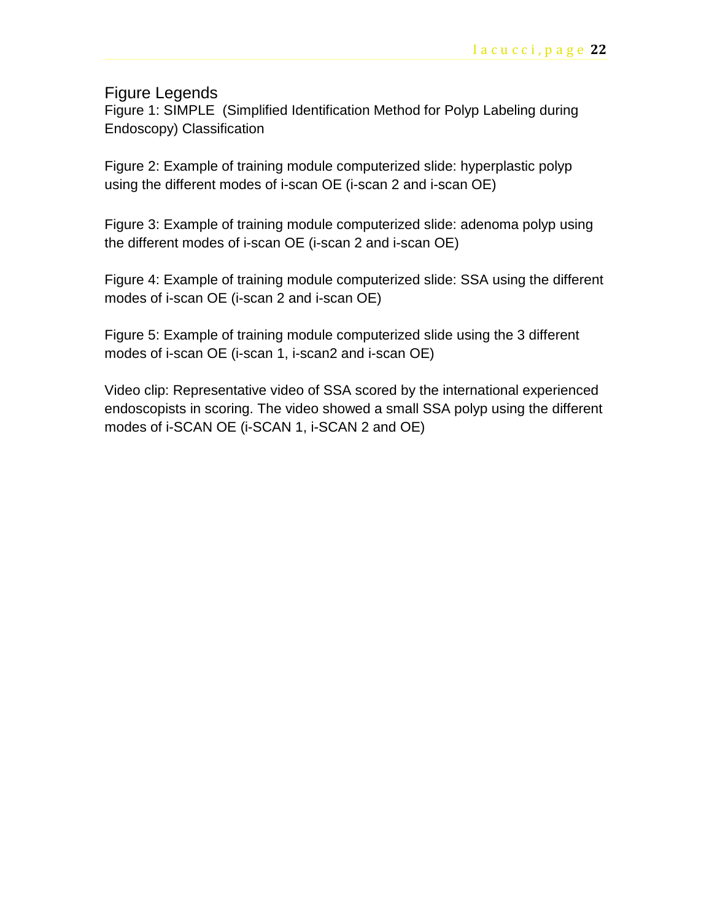## Figure Legends

Figure 1: SIMPLE (Simplified Identification Method for Polyp Labeling during Endoscopy) Classification

Figure 2: Example of training module computerized slide: hyperplastic polyp using the different modes of i-scan OE (i-scan 2 and i-scan OE)

Figure 3: Example of training module computerized slide: adenoma polyp using the different modes of i-scan OE (i-scan 2 and i-scan OE)

Figure 4: Example of training module computerized slide: SSA using the different modes of i-scan OE (i-scan 2 and i-scan OE)

Figure 5: Example of training module computerized slide using the 3 different modes of i-scan OE (i-scan 1, i-scan2 and i-scan OE)

Video clip: Representative video of SSA scored by the international experienced endoscopists in scoring. The video showed a small SSA polyp using the different modes of i-SCAN OE (i-SCAN 1, i-SCAN 2 and OE)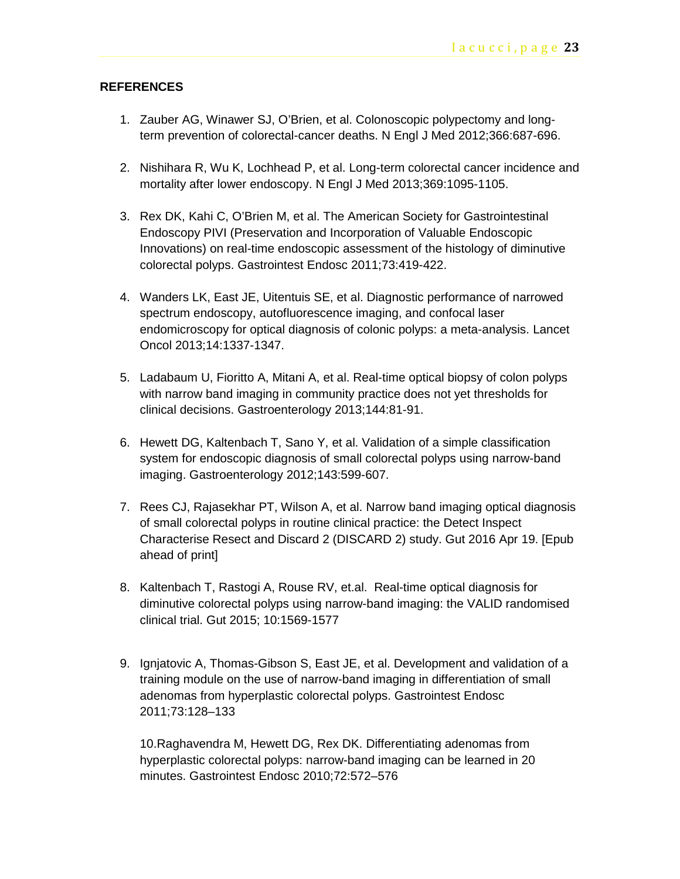## REFERENCES

1. Zauber AG, Winawer SJ, O'Brien, et al. Colonoscopic polypectomy and long-term prevention of colorectal-cancer deaths. N Engl J Med 2012;366:687-696.

2. Nishihara R, Wu K, Lochhead P, et al. Long-term colorectal cancer incidence and mortality after lower endoscopy. N Engl J Med 2013;369:1095-1105.

3. Rex DK, Kahi C, O'Brien M, et al. The American Society for Gastrointestinal Endoscopy PIVI (Preservation and Incorporation of Valuable Endoscopic Innovations) on real-time endoscopic assessment of the histology of diminutive colorectal polyps. Gastrointest Endosc 2011;73:419-422.

4. Wanders LK, East JE, Uitentuis SE, et al. Diagnostic performance of narrowed spectrum endoscopy, autofluorescence imaging, and confocal laser endomicroscopy for optical diagnosis of colonic polyps: a meta-analysis. Lancet Oncol 2013;14:1337-1347.

5. Ladabaum U, Fioritto A, Mitani A, et al. Real-time optical biopsy of colon polyps with narrow band imaging in community practice does not yet thresholds for clinical decisions. Gastroenterology 2013;144:81-91.

6. Hewett DG, Kaltenbach T, Sano Y, et al. Validation of a simple classification system for endoscopic diagnosis of small colorectal polyps using narrow-band imaging. Gastroenterology 2012;143:599-607.

7. Rees CJ, Rajasekhar PT, Wilson A, et al. Narrow band imaging optical diagnosis of small colorectal polyps in routine clinical practice: the Detect Inspect Characterise Resect and Discard 2 (DISCARD 2) study. Gut 2016 Apr 19. [Epub ahead of print]

8. Kaltenbach T, Rastogi A, Rouse RV, et.al. Real-time optical diagnosis for diminutive colorectal polyps using narrow-band imaging: the VALID randomised clinical trial. Gut 2015; 10:1569-1577

9. Ignjatovic A, Thomas-Gibson S, East JE, et al. Development and validation of a training module on the use of narrow-band imaging in differentiation of small adenomas from hyperplastic colorectal polyps. Gastrointest Endosc 2011;73:128–133

10. Raghavendra M, Hewett DG, Rex DK. Differentiating adenomas from hyperplastic colorectal polyps: narrow-band imaging can be learned in 20 minutes. Gastrointest Endosc 2010;72:572–576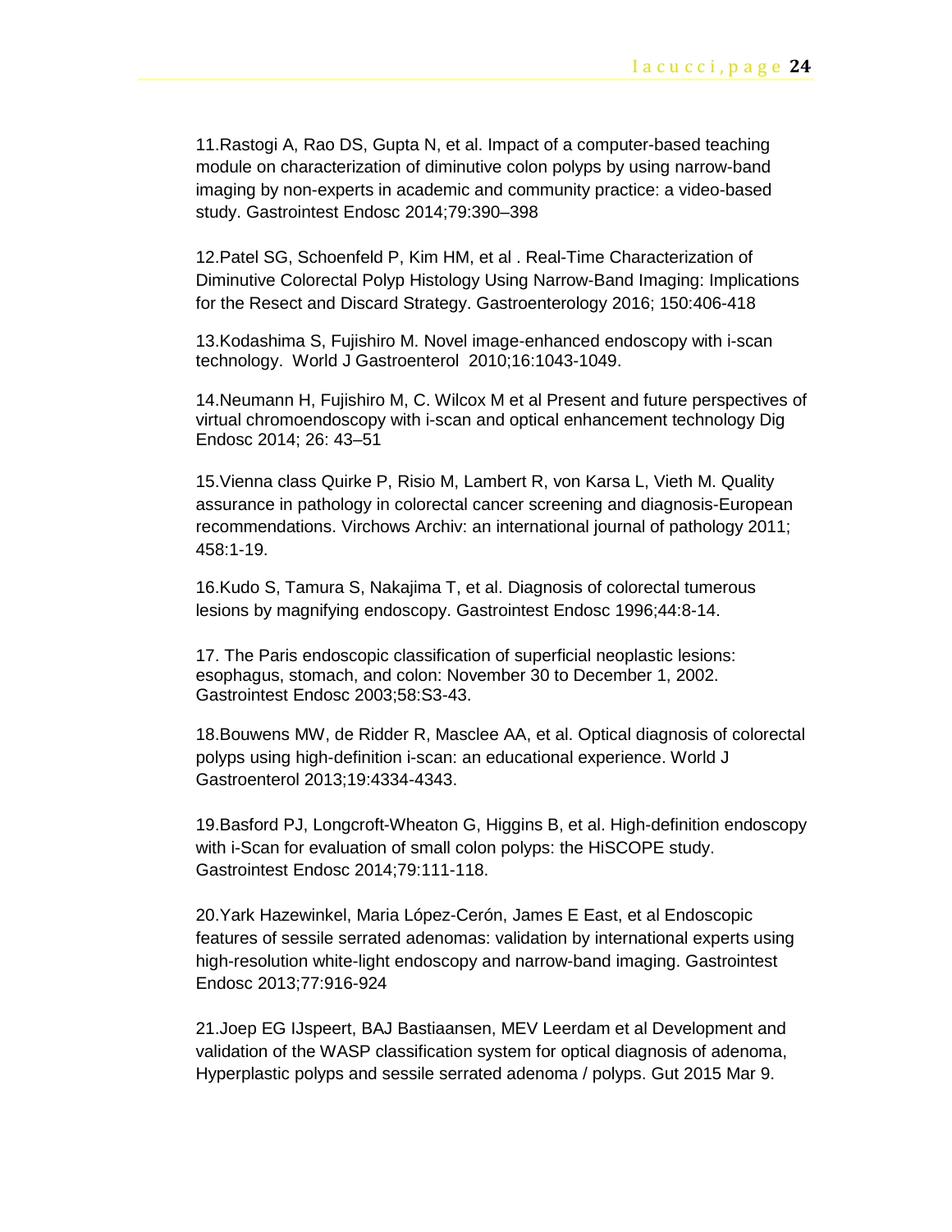11.Rastogi A, Rao DS, Gupta N, et al. Impact of a computer-based teaching module on characterization of diminutive colon polyps by using narrow-band imaging by non-experts in academic and community practice: a video-based study. Gastrointest Endosc 2014;79:390–398

12.Patel SG, Schoenfeld P, Kim HM, et al . Real-Time Characterization of Diminutive Colorectal Polyp Histology Using Narrow-Band Imaging: Implications for the Resect and Discard Strategy. Gastroenterology 2016; 150:406-418

13.Kodashima S, Fujishiro M. Novel image-enhanced endoscopy with i-scan technology. World J Gastroenterol 2010;16:1043-1049.

14.Neumann H, Fujishiro M, C. Wilcox M et al Present and future perspectives of virtual chromoendoscopy with i-scan and optical enhancement technology Dig Endosc 2014; 26: 43–51

15.Vienna class Quirke P, Risio M, Lambert R, von Karsa L, Vieth M. Quality assurance in pathology in colorectal cancer screening and diagnosis-European recommendations. Virchows Archiv: an international journal of pathology 2011; 458:1-19.

16.Kudo S, Tamura S, Nakajima T, et al. Diagnosis of colorectal tumerous lesions by magnifying endoscopy. Gastrointest Endosc 1996;44:8-14.

17. The Paris endoscopic classification of superficial neoplastic lesions: esophagus, stomach, and colon: November 30 to December 1, 2002. Gastrointest Endosc 2003;58:S3-43.

18.Bouwens MW, de Ridder R, Masclee AA, et al. Optical diagnosis of colorectal polyps using high-definition i-scan: an educational experience. World J Gastroenterol 2013;19:4334-4343.

19.Basford PJ, Longcroft-Wheaton G, Higgins B, et al. High-definition endoscopy with i-Scan for evaluation of small colon polyps: the HiSCOPE study. Gastrointest Endosc 2014;79:111-118.

20.Yark Hazewinkel, Maria López-Cerón, James E East, et al Endoscopic features of sessile serrated adenomas: validation by international experts using high-resolution white-light endoscopy and narrow-band imaging. Gastrointest Endosc 2013;77:916-924

21.Joep EG IJspeert, BAJ Bastiaansen, MEV Leerdam et al Development and validation of the WASP classification system for optical diagnosis of adenoma, Hyperplastic polyps and sessile serrated adenoma / polyps. Gut 2015 Mar 9.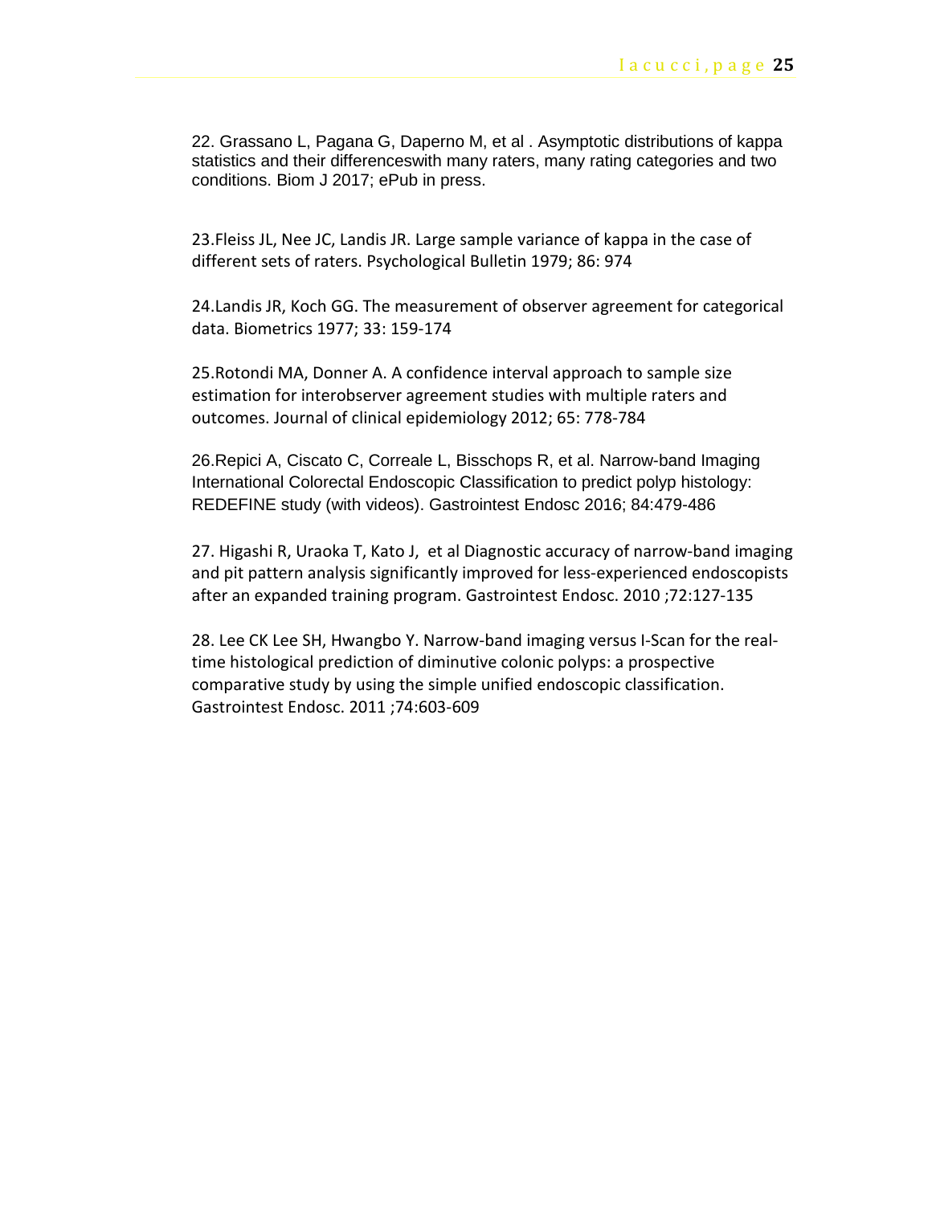22. Grassano L, Pagana G, Daperno M, et al . Asymptotic distributions of kappa statistics and their differenceswith many raters, many rating categories and two conditions. Biom J 2017; ePub in press.

23.Fleiss JL, Nee JC, Landis JR. Large sample variance of kappa in the case of different sets of raters. Psychological Bulletin 1979; 86: 974

24.Landis JR, Koch GG. The measurement of observer agreement for categorical data. Biometrics 1977; 33: 159-174

25.Rotondi MA, Donner A. A confidence interval approach to sample size estimation for interobserver agreement studies with multiple raters and outcomes. Journal of clinical epidemiology 2012; 65: 778-784

26.Repici A, Ciscato C, Correale L, Bisschops R, et al. Narrow-band Imaging International Colorectal Endoscopic Classification to predict polyp histology: REDEFINE study (with videos). Gastrointest Endosc 2016; 84:479-486

27. Higashi R, Uraoka T, Kato J, et al Diagnostic accuracy of narrow-band imaging and pit pattern analysis significantly improved for less-experienced endoscopists after an expanded training program. Gastrointest Endosc. 2010 ;72:127-135

28. Lee CK Lee SH, Hwangbo Y. Narrow-band imaging versus I-Scan for the real-time histological prediction of diminutive colonic polyps: a prospective comparative study by using the simple unified endoscopic classification. Gastrointest Endosc. 2011 ;74:603-609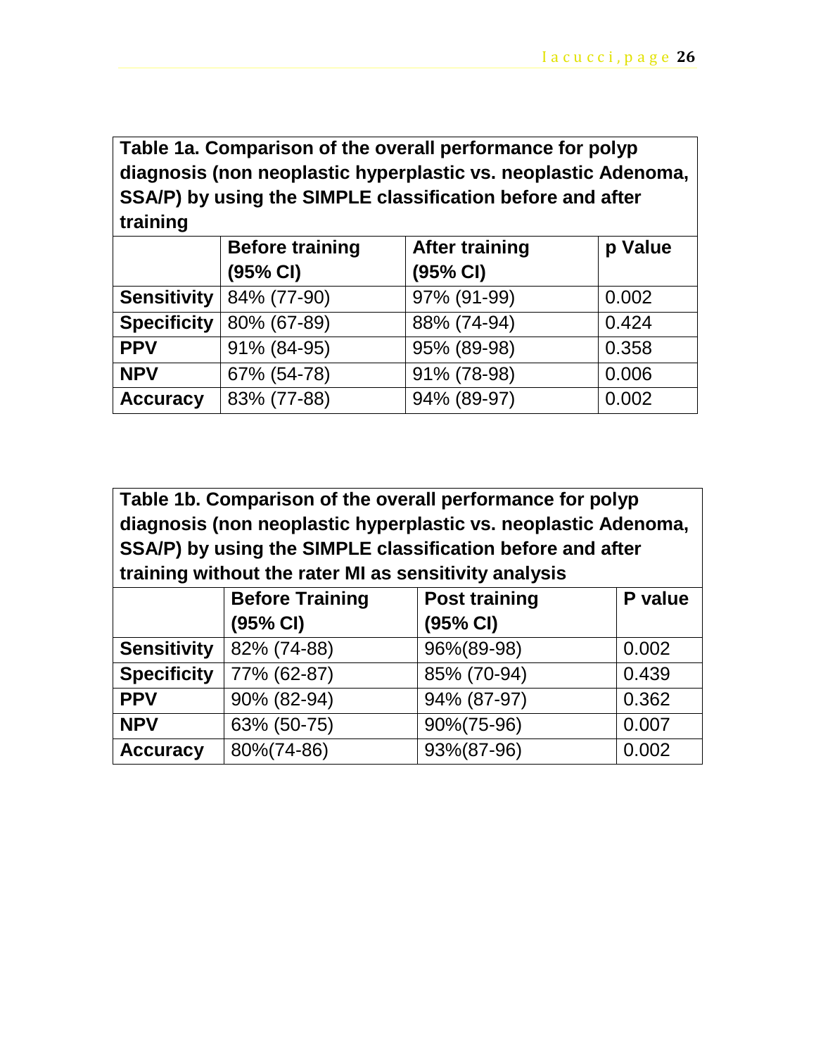**Table 1a. Comparison of the overall performance for polyp diagnosis (non neoplastic hyperplastic vs. neoplastic Adenoma, SSA/P) by using the SIMPLE classification before and after training**

| | Before training (95% CI) | After training (95% CI) | p Value |
|---|---|---|---|
| **Sensitivity** | 84% (77-90) | 97% (91-99) | 0.002 |
| **Specificity** | 80% (67-89) | 88% (74-94) | 0.424 |
| **PPV** | 91% (84-95) | 95% (89-98) | 0.358 |
| **NPV** | 67% (54-78) | 91% (78-98) | 0.006 |
| **Accuracy** | 83% (77-88) | 94% (89-97) | 0.002 |

**Table 1b. Comparison of the overall performance for polyp diagnosis (non neoplastic hyperplastic vs. neoplastic Adenoma, SSA/P) by using the SIMPLE classification before and after training without the rater MI as sensitivity analysis**

| | Before Training (95% CI) | Post training (95% CI) | P value |
|---|---|---|---|
| **Sensitivity** | 82% (74-88) | 96%(89-98) | 0.002 |
| **Specificity** | 77% (62-87) | 85% (70-94) | 0.439 |
| **PPV** | 90% (82-94) | 94% (87-97) | 0.362 |
| **NPV** | 63% (50-75) | 90%(75-96) | 0.007 |
| **Accuracy** | 80%(74-86) | 93%(87-96) | 0.002 |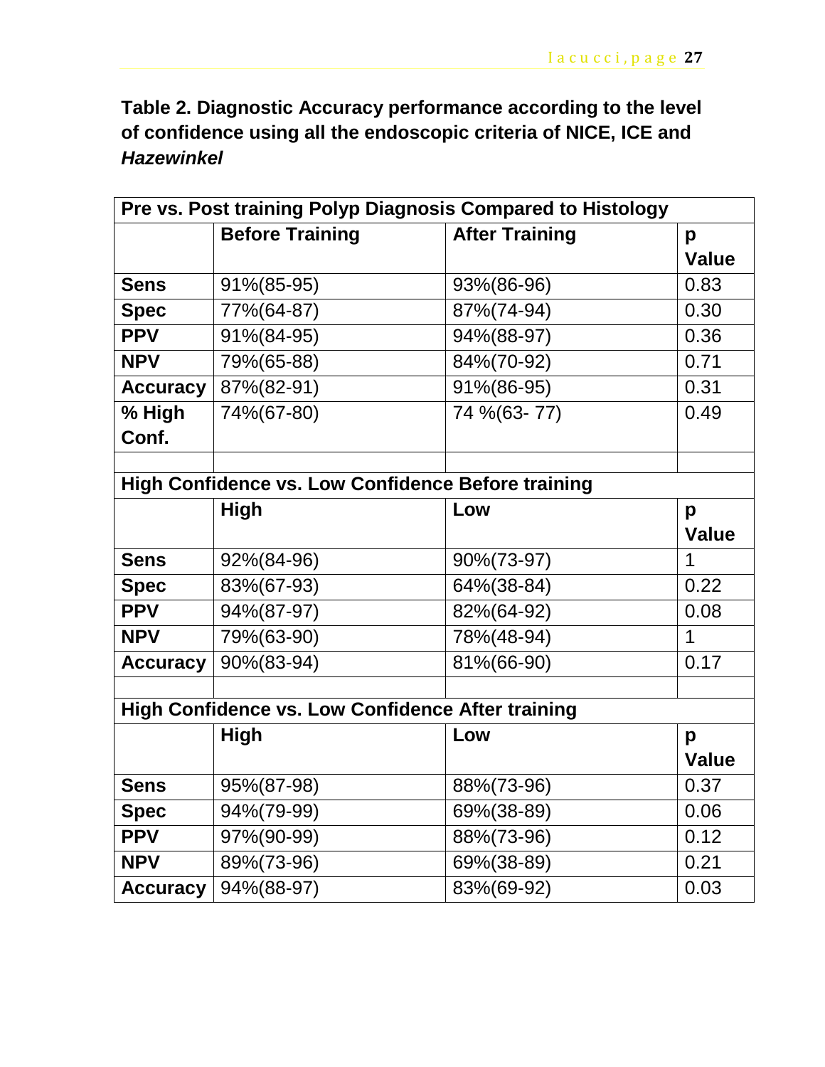**Table 2. Diagnostic Accuracy performance according to the level of confidence using all the endoscopic criteria of NICE, ICE and *Hazewinkel***

| Pre vs. Post training Polyp Diagnosis Compared to Histology | | | |
|---|---|---|---|
| | **Before Training** | **After Training** | **p Value** |
| **Sens** | 91%(85-95) | 93%(86-96) | 0.83 |
| **Spec** | 77%(64-87) | 87%(74-94) | 0.30 |
| **PPV** | 91%(84-95) | 94%(88-97) | 0.36 |
| **NPV** | 79%(65-88) | 84%(70-92) | 0.71 |
| **Accuracy** | 87%(82-91) | 91%(86-95) | 0.31 |
| **% High Conf.** | 74%(67-80) | 74 %(63- 77) | 0.49 |
| | | | |
| **High Confidence vs. Low Confidence Before training** | | | |
| | **High** | **Low** | **p Value** |
| **Sens** | 92%(84-96) | 90%(73-97) | 1 |
| **Spec** | 83%(67-93) | 64%(38-84) | 0.22 |
| **PPV** | 94%(87-97) | 82%(64-92) | 0.08 |
| **NPV** | 79%(63-90) | 78%(48-94) | 1 |
| **Accuracy** | 90%(83-94) | 81%(66-90) | 0.17 |
| | | | |
| **High Confidence vs. Low Confidence After training** | | | |
| | **High** | **Low** | **p Value** |
| **Sens** | 95%(87-98) | 88%(73-96) | 0.37 |
| **Spec** | 94%(79-99) | 69%(38-89) | 0.06 |
| **PPV** | 97%(90-99) | 88%(73-96) | 0.12 |
| **NPV** | 89%(73-96) | 69%(38-89) | 0.21 |
| **Accuracy** | 94%(88-97) | 83%(69-92) | 0.03 |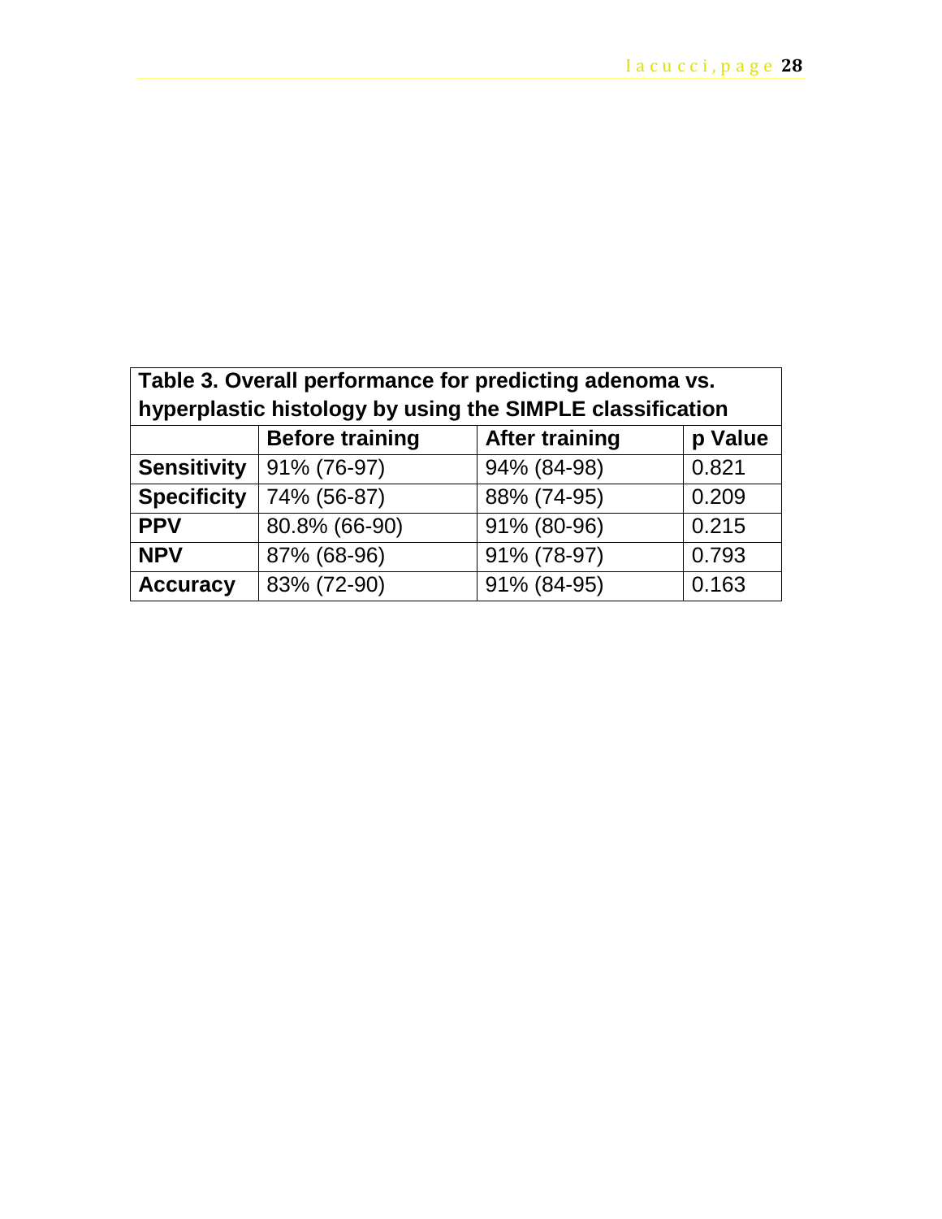**Table 3. Overall performance for predicting adenoma vs. hyperplastic histology by using the SIMPLE classification**

| | Before training | After training | p Value |
|---|---|---|---|
| **Sensitivity** | 91% (76-97) | 94% (84-98) | 0.821 |
| **Specificity** | 74% (56-87) | 88% (74-95) | 0.209 |
| **PPV** | 80.8% (66-90) | 91% (80-96) | 0.215 |
| **NPV** | 87% (68-96) | 91% (78-97) | 0.793 |
| **Accuracy** | 83% (72-90) | 91% (84-95) | 0.163 |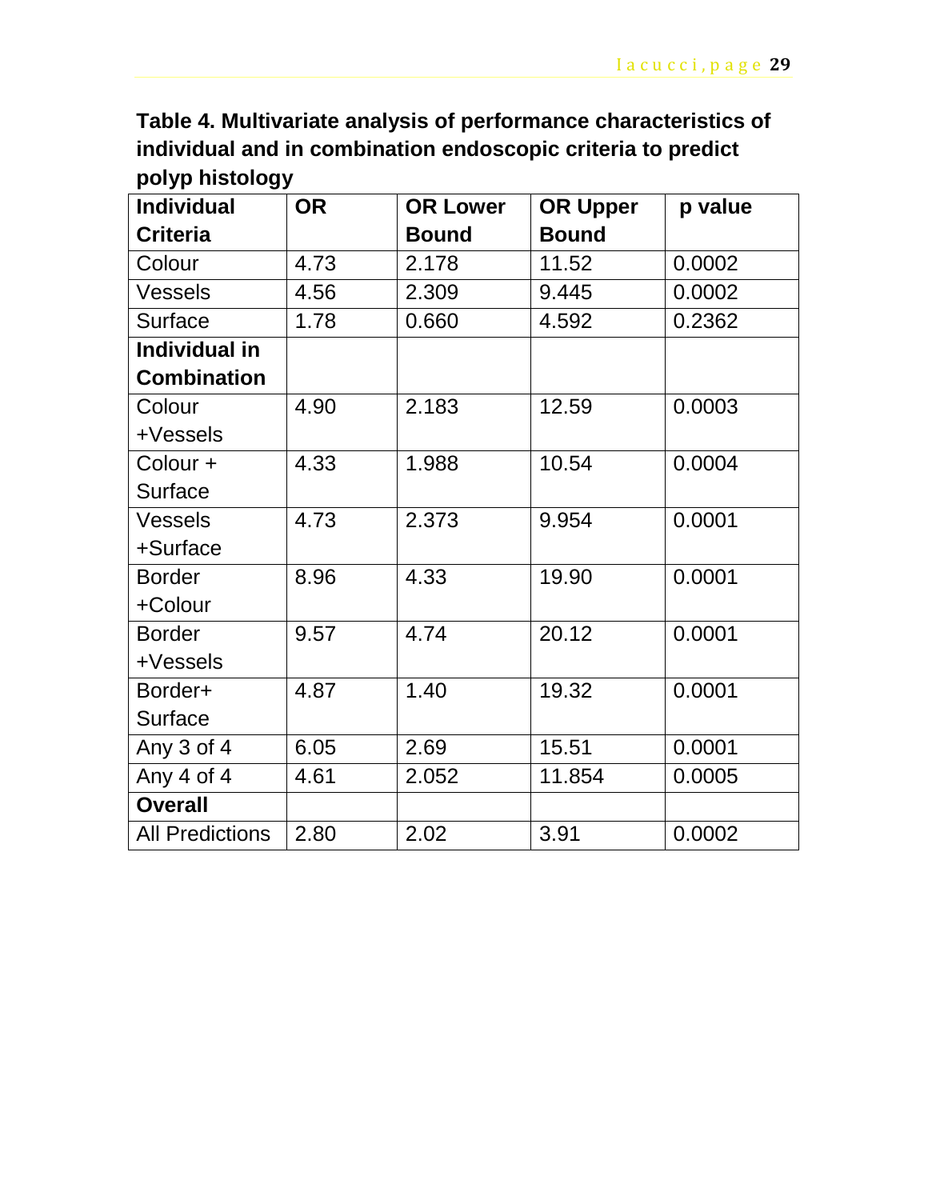**Table 4. Multivariate analysis of performance characteristics of individual and in combination endoscopic criteria to predict polyp histology**

| Individual Criteria | OR | OR Lower Bound | OR Upper Bound | p value |
|---|---|---|---|---|
| Colour | 4.73 | 2.178 | 11.52 | 0.0002 |
| Vessels | 4.56 | 2.309 | 9.445 | 0.0002 |
| Surface | 1.78 | 0.660 | 4.592 | 0.2362 |
| **Individual in Combination** | | | | |
| Colour +Vessels | 4.90 | 2.183 | 12.59 | 0.0003 |
| Colour + Surface | 4.33 | 1.988 | 10.54 | 0.0004 |
| Vessels +Surface | 4.73 | 2.373 | 9.954 | 0.0001 |
| Border +Colour | 8.96 | 4.33 | 19.90 | 0.0001 |
| Border +Vessels | 9.57 | 4.74 | 20.12 | 0.0001 |
| Border+ Surface | 4.87 | 1.40 | 19.32 | 0.0001 |
| Any 3 of 4 | 6.05 | 2.69 | 15.51 | 0.0001 |
| Any 4 of 4 | 4.61 | 2.052 | 11.854 | 0.0005 |
| **Overall** | | | | |
| All Predictions | 2.80 | 2.02 | 3.91 | 0.0002 |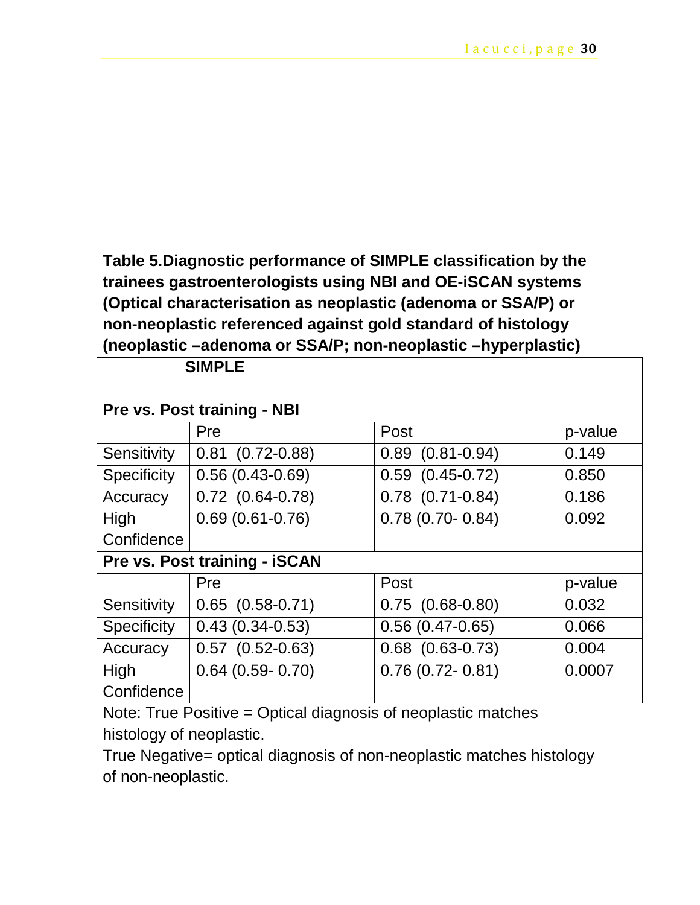**Table 5.Diagnostic performance of SIMPLE classification by the trainees gastroenterologists using NBI and OE-iSCAN systems (Optical characterisation as neoplastic (adenoma or SSA/P) or non-neoplastic referenced against gold standard of histology (neoplastic –adenoma or SSA/P; non-neoplastic –hyperplastic)**

| **SIMPLE** | | | |
|---|---|---|---|
| **Pre vs. Post training - NBI** | | | |
| | Pre | Post | p-value |
| Sensitivity | 0.81 (0.72-0.88) | 0.89 (0.81-0.94) | 0.149 |
| Specificity | 0.56 (0.43-0.69) | 0.59 (0.45-0.72) | 0.850 |
| Accuracy | 0.72 (0.64-0.78) | 0.78 (0.71-0.84) | 0.186 |
| High Confidence | 0.69 (0.61-0.76) | 0.78 (0.70- 0.84) | 0.092 |
| **Pre vs. Post training - iSCAN** | | | |
| | Pre | Post | p-value |
| Sensitivity | 0.65 (0.58-0.71) | 0.75 (0.68-0.80) | 0.032 |
| Specificity | 0.43 (0.34-0.53) | 0.56 (0.47-0.65) | 0.066 |
| Accuracy | 0.57 (0.52-0.63) | 0.68 (0.63-0.73) | 0.004 |
| High Confidence | 0.64 (0.59- 0.70) | 0.76 (0.72- 0.81) | 0.0007 |

Note: True Positive = Optical diagnosis of neoplastic matches histology of neoplastic.

True Negative= optical diagnosis of non-neoplastic matches histology of non-neoplastic.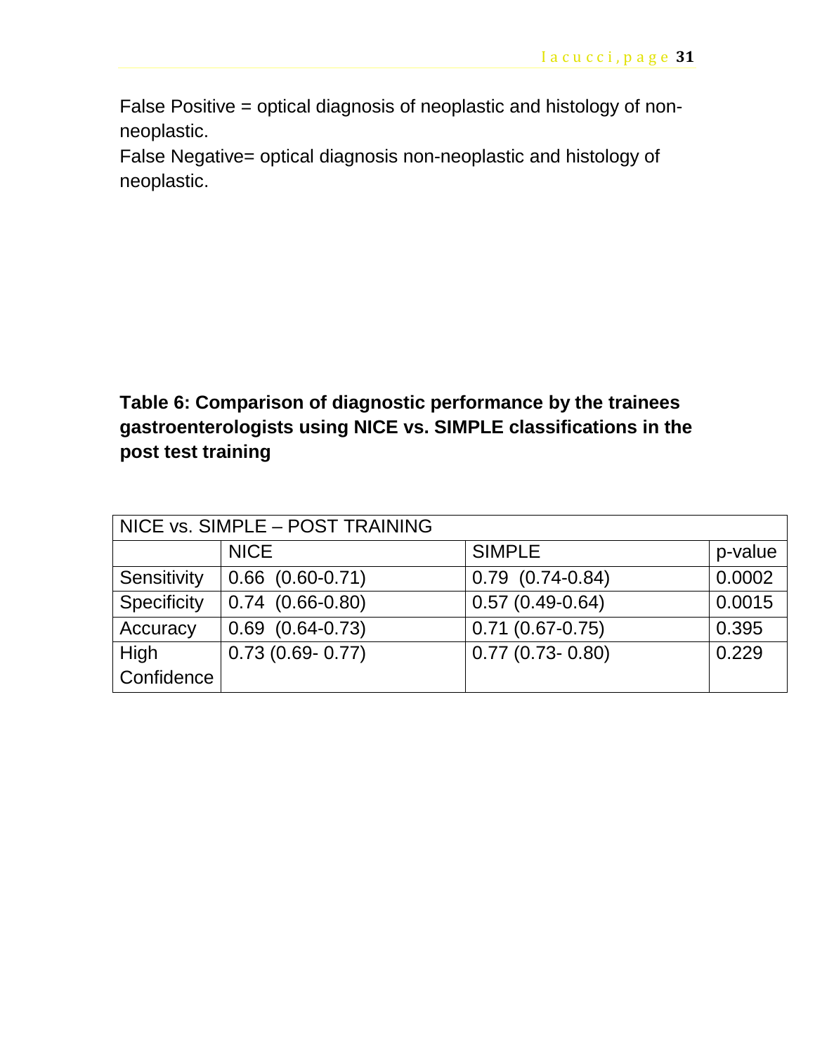False Positive = optical diagnosis of neoplastic and histology of non-neoplastic.
False Negative= optical diagnosis non-neoplastic and histology of neoplastic.

**Table 6: Comparison of diagnostic performance by the trainees gastroenterologists using NICE vs. SIMPLE classifications in the post test training**

| NICE vs. SIMPLE – POST TRAINING | | | |
|---|---|---|---|
| | NICE | SIMPLE | p-value |
| Sensitivity | 0.66 (0.60-0.71) | 0.79 (0.74-0.84) | 0.0002 |
| Specificity | 0.74 (0.66-0.80) | 0.57 (0.49-0.64) | 0.0015 |
| Accuracy | 0.69 (0.64-0.73) | 0.71 (0.67-0.75) | 0.395 |
| High Confidence | 0.73 (0.69- 0.77) | 0.77 (0.73- 0.80) | 0.229 |